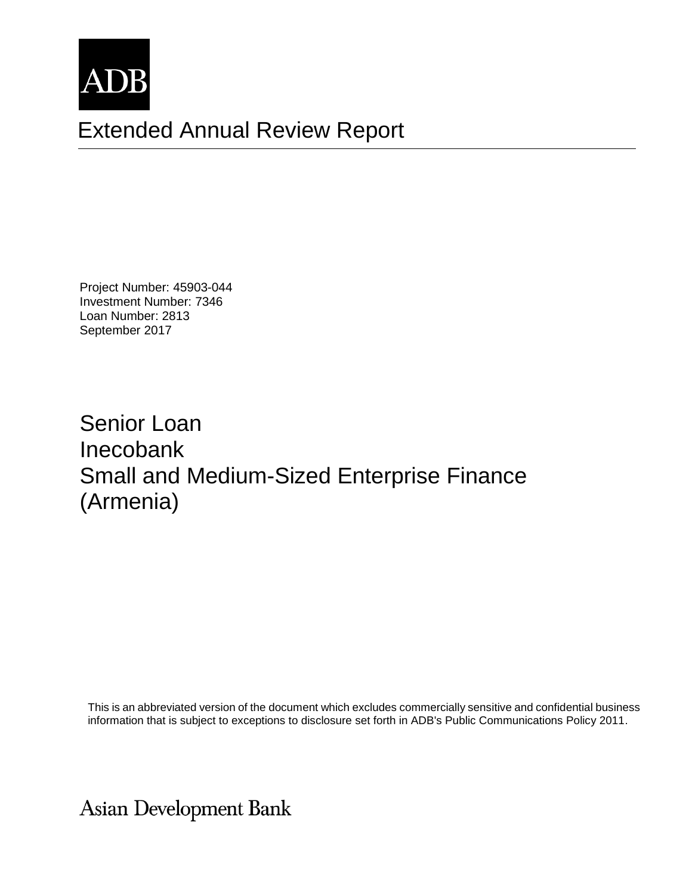ADB

# Extended Annual Review Report

Project Number: 45903-044
Investment Number: 7346
Loan Number: 2813
September 2017

## Senior Loan
## Inecobank
## Small and Medium-Sized Enterprise Finance
## (Armenia)

This is an abbreviated version of the document which excludes commercially sensitive and confidential business information that is subject to exceptions to disclosure set forth in ADB's Public Communications Policy 2011.

Asian Development Bank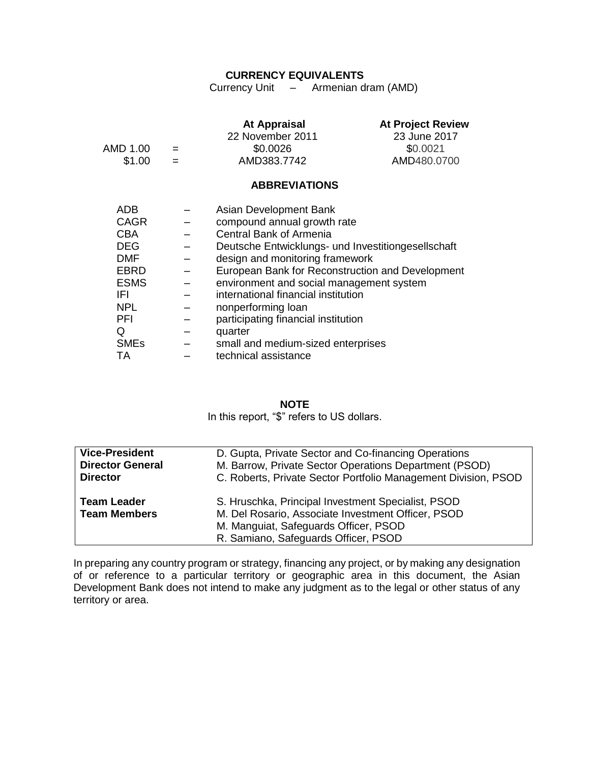## CURRENCY EQUIVALENTS

Currency Unit – Armenian dram (AMD)

| | | At Appraisal | At Project Review |
|---|---|---|---|
| | | 22 November 2011 | 23 June 2017 |
| AMD 1.00 | = | $0.0026 | $0.0021 |
| $1.00 | = | AMD383.7742 | AMD480.0700 |

## ABBREVIATIONS

| | | |
|---|---|---|
| ADB | – | Asian Development Bank |
| CAGR | – | compound annual growth rate |
| CBA | – | Central Bank of Armenia |
| DEG | – | Deutsche Entwicklungs- und Investitiongesellschaft |
| DMF | – | design and monitoring framework |
| EBRD | – | European Bank for Reconstruction and Development |
| ESMS | – | environment and social management system |
| IFI | – | international financial institution |
| NPL | – | nonperforming loan |
| PFI | – | participating financial institution |
| Q | – | quarter |
| SMEs | – | small and medium-sized enterprises |
| TA | – | technical assistance |

## NOTE

In this report, "$" refers to US dollars.

| | |
|---|---|
| **Vice-President** | D. Gupta, Private Sector and Co-financing Operations |
| **Director General** | M. Barrow, Private Sector Operations Department (PSOD) |
| **Director** | C. Roberts, Private Sector Portfolio Management Division, PSOD |
| **Team Leader** | S. Hruschka, Principal Investment Specialist, PSOD |
| **Team Members** | M. Del Rosario, Associate Investment Officer, PSOD |
| | M. Manguiat, Safeguards Officer, PSOD |
| | R. Samiano, Safeguards Officer, PSOD |

In preparing any country program or strategy, financing any project, or by making any designation of or reference to a particular territory or geographic area in this document, the Asian Development Bank does not intend to make any judgment as to the legal or other status of any territory or area.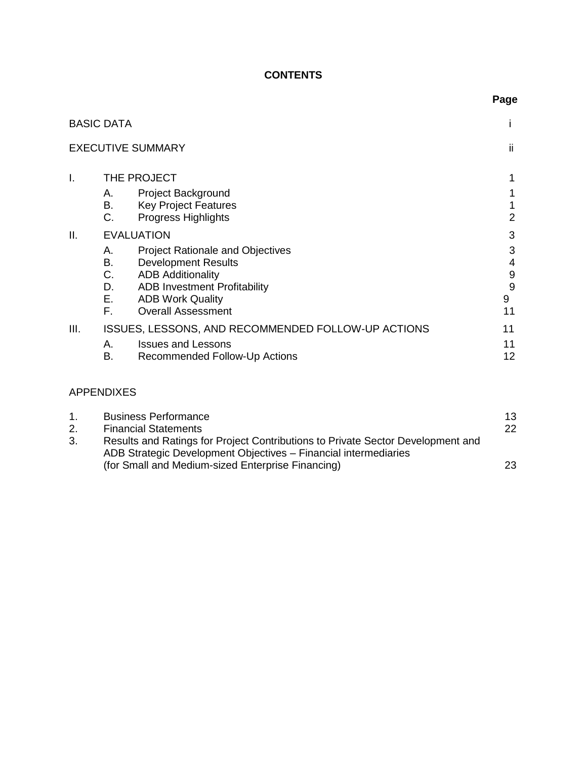**CONTENTS**

| | | | Page |
|---|---|---|---|
| BASIC DATA | | | i |
| EXECUTIVE SUMMARY | | | ii |
| I. | THE PROJECT | | 1 |
| | A. | Project Background | 1 |
| | B. | Key Project Features | 1 |
| | C. | Progress Highlights | 2 |
| II. | EVALUATION | | 3 |
| | A. | Project Rationale and Objectives | 3 |
| | B. | Development Results | 4 |
| | C. | ADB Additionality | 9 |
| | D. | ADB Investment Profitability | 9 |
| | E. | ADB Work Quality | 9 |
| | F. | Overall Assessment | 11 |
| III. | ISSUES, LESSONS, AND RECOMMENDED FOLLOW-UP ACTIONS | | 11 |
| | A. | Issues and Lessons | 11 |
| | B. | Recommended Follow-Up Actions | 12 |

APPENDIXES

| | | |
|---|---|---|
| 1. | Business Performance | 13 |
| 2. | Financial Statements | 22 |
| 3. | Results and Ratings for Project Contributions to Private Sector Development and ADB Strategic Development Objectives – Financial intermediaries (for Small and Medium-sized Enterprise Financing) | 23 |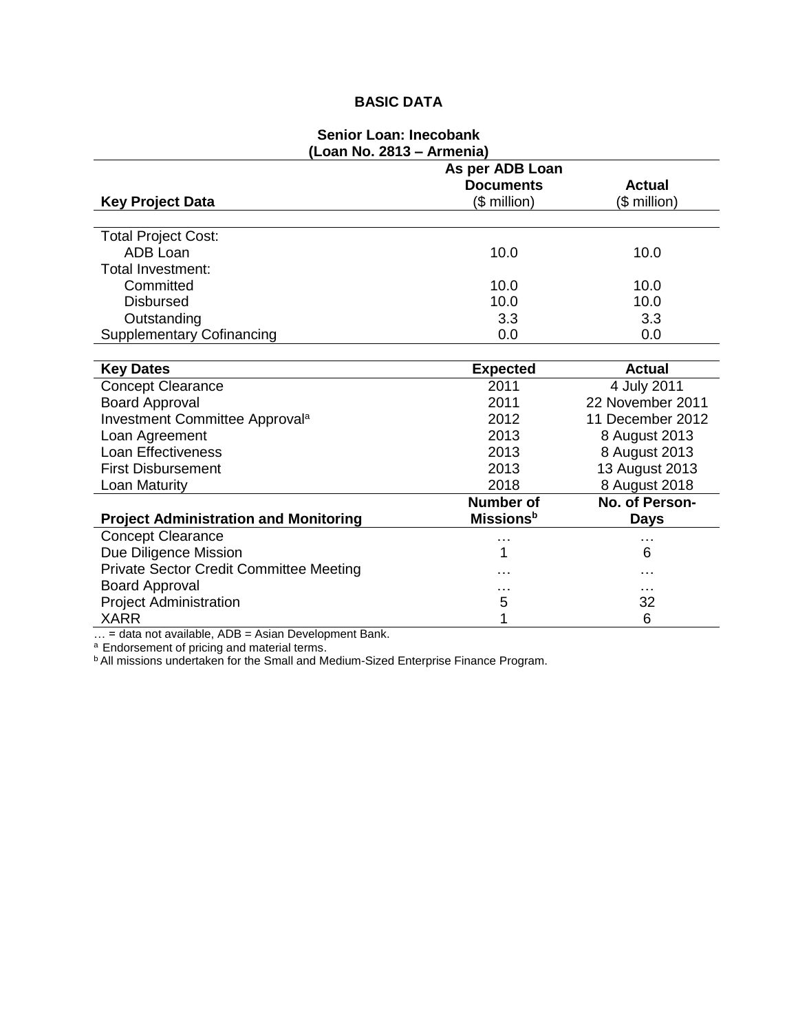# BASIC DATA

**Senior Loan: Inecobank**
**(Loan No. 2813 – Armenia)**

| Key Project Data | As per ADB Loan Documents ($ million) | Actual ($ million) |
|---|---|---|
| Total Project Cost: | | |
| ADB Loan | 10.0 | 10.0 |
| Total Investment: | | |
| Committed | 10.0 | 10.0 |
| Disbursed | 10.0 | 10.0 |
| Outstanding | 3.3 | 3.3 |
| Supplementary Cofinancing | 0.0 | 0.0 |

| Key Dates | Expected | Actual |
|---|---|---|
| Concept Clearance | 2011 | 4 July 2011 |
| Board Approval | 2011 | 22 November 2011 |
| Investment Committee Approval[a] | 2012 | 11 December 2012 |
| Loan Agreement | 2013 | 8 August 2013 |
| Loan Effectiveness | 2013 | 8 August 2013 |
| First Disbursement | 2013 | 13 August 2013 |
| Loan Maturity | 2018 | 8 August 2018 |

| Project Administration and Monitoring | Number of Missions[b] | No. of Person-Days |
|---|---|---|
| Concept Clearance | … | … |
| Due Diligence Mission | 1 | 6 |
| Private Sector Credit Committee Meeting | … | … |
| Board Approval | … | … |
| Project Administration | 5 | 32 |
| XARR | 1 | 6 |

… = data not available, ADB = Asian Development Bank.
[a] Endorsement of pricing and material terms.
[b] All missions undertaken for the Small and Medium-Sized Enterprise Finance Program.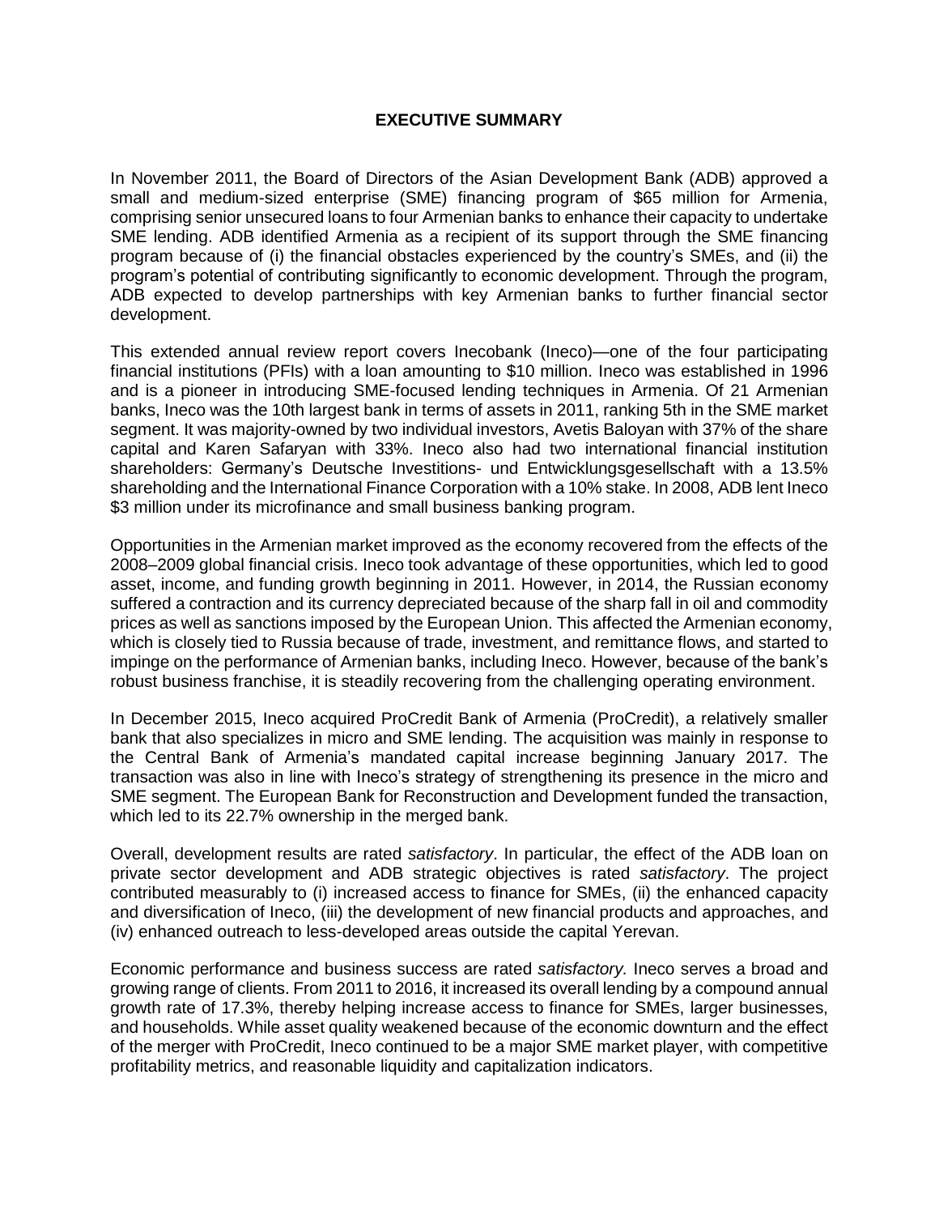## EXECUTIVE SUMMARY

In November 2011, the Board of Directors of the Asian Development Bank (ADB) approved a small and medium-sized enterprise (SME) financing program of $65 million for Armenia, comprising senior unsecured loans to four Armenian banks to enhance their capacity to undertake SME lending. ADB identified Armenia as a recipient of its support through the SME financing program because of (i) the financial obstacles experienced by the country's SMEs, and (ii) the program's potential of contributing significantly to economic development. Through the program, ADB expected to develop partnerships with key Armenian banks to further financial sector development.

This extended annual review report covers Inecobank (Ineco)—one of the four participating financial institutions (PFIs) with a loan amounting to $10 million. Ineco was established in 1996 and is a pioneer in introducing SME-focused lending techniques in Armenia. Of 21 Armenian banks, Ineco was the 10th largest bank in terms of assets in 2011, ranking 5th in the SME market segment. It was majority-owned by two individual investors, Avetis Baloyan with 37% of the share capital and Karen Safaryan with 33%. Ineco also had two international financial institution shareholders: Germany's Deutsche Investitions- und Entwicklungsgesellschaft with a 13.5% shareholding and the International Finance Corporation with a 10% stake. In 2008, ADB lent Ineco $3 million under its microfinance and small business banking program.

Opportunities in the Armenian market improved as the economy recovered from the effects of the 2008–2009 global financial crisis. Ineco took advantage of these opportunities, which led to good asset, income, and funding growth beginning in 2011. However, in 2014, the Russian economy suffered a contraction and its currency depreciated because of the sharp fall in oil and commodity prices as well as sanctions imposed by the European Union. This affected the Armenian economy, which is closely tied to Russia because of trade, investment, and remittance flows, and started to impinge on the performance of Armenian banks, including Ineco. However, because of the bank's robust business franchise, it is steadily recovering from the challenging operating environment.

In December 2015, Ineco acquired ProCredit Bank of Armenia (ProCredit), a relatively smaller bank that also specializes in micro and SME lending. The acquisition was mainly in response to the Central Bank of Armenia's mandated capital increase beginning January 2017. The transaction was also in line with Ineco's strategy of strengthening its presence in the micro and SME segment. The European Bank for Reconstruction and Development funded the transaction, which led to its 22.7% ownership in the merged bank.

Overall, development results are rated *satisfactory*. In particular, the effect of the ADB loan on private sector development and ADB strategic objectives is rated *satisfactory*. The project contributed measurably to (i) increased access to finance for SMEs, (ii) the enhanced capacity and diversification of Ineco, (iii) the development of new financial products and approaches, and (iv) enhanced outreach to less-developed areas outside the capital Yerevan.

Economic performance and business success are rated *satisfactory.* Ineco serves a broad and growing range of clients. From 2011 to 2016, it increased its overall lending by a compound annual growth rate of 17.3%, thereby helping increase access to finance for SMEs, larger businesses, and households. While asset quality weakened because of the economic downturn and the effect of the merger with ProCredit, Ineco continued to be a major SME market player, with competitive profitability metrics, and reasonable liquidity and capitalization indicators.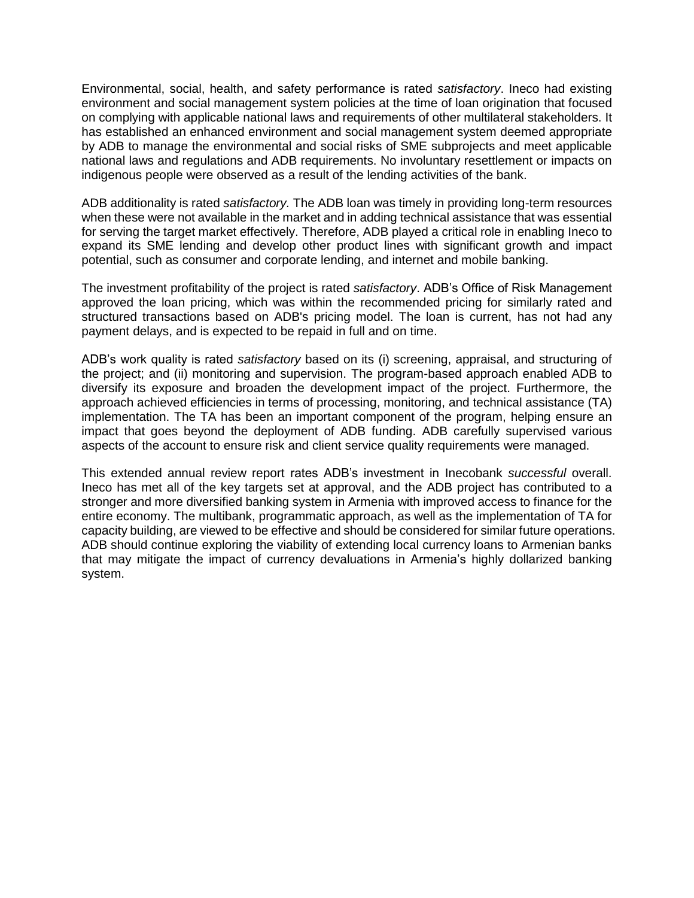Environmental, social, health, and safety performance is rated *satisfactory*. Ineco had existing environment and social management system policies at the time of loan origination that focused on complying with applicable national laws and requirements of other multilateral stakeholders. It has established an enhanced environment and social management system deemed appropriate by ADB to manage the environmental and social risks of SME subprojects and meet applicable national laws and regulations and ADB requirements. No involuntary resettlement or impacts on indigenous people were observed as a result of the lending activities of the bank.

ADB additionality is rated *satisfactory.* The ADB loan was timely in providing long-term resources when these were not available in the market and in adding technical assistance that was essential for serving the target market effectively. Therefore, ADB played a critical role in enabling Ineco to expand its SME lending and develop other product lines with significant growth and impact potential, such as consumer and corporate lending, and internet and mobile banking.

The investment profitability of the project is rated *satisfactory*. ADB's Office of Risk Management approved the loan pricing, which was within the recommended pricing for similarly rated and structured transactions based on ADB's pricing model. The loan is current, has not had any payment delays, and is expected to be repaid in full and on time.

ADB's work quality is rated *satisfactory* based on its (i) screening, appraisal, and structuring of the project; and (ii) monitoring and supervision. The program-based approach enabled ADB to diversify its exposure and broaden the development impact of the project. Furthermore, the approach achieved efficiencies in terms of processing, monitoring, and technical assistance (TA) implementation. The TA has been an important component of the program, helping ensure an impact that goes beyond the deployment of ADB funding. ADB carefully supervised various aspects of the account to ensure risk and client service quality requirements were managed.

This extended annual review report rates ADB's investment in Inecobank *successful* overall. Ineco has met all of the key targets set at approval, and the ADB project has contributed to a stronger and more diversified banking system in Armenia with improved access to finance for the entire economy. The multibank, programmatic approach, as well as the implementation of TA for capacity building, are viewed to be effective and should be considered for similar future operations. ADB should continue exploring the viability of extending local currency loans to Armenian banks that may mitigate the impact of currency devaluations in Armenia's highly dollarized banking system.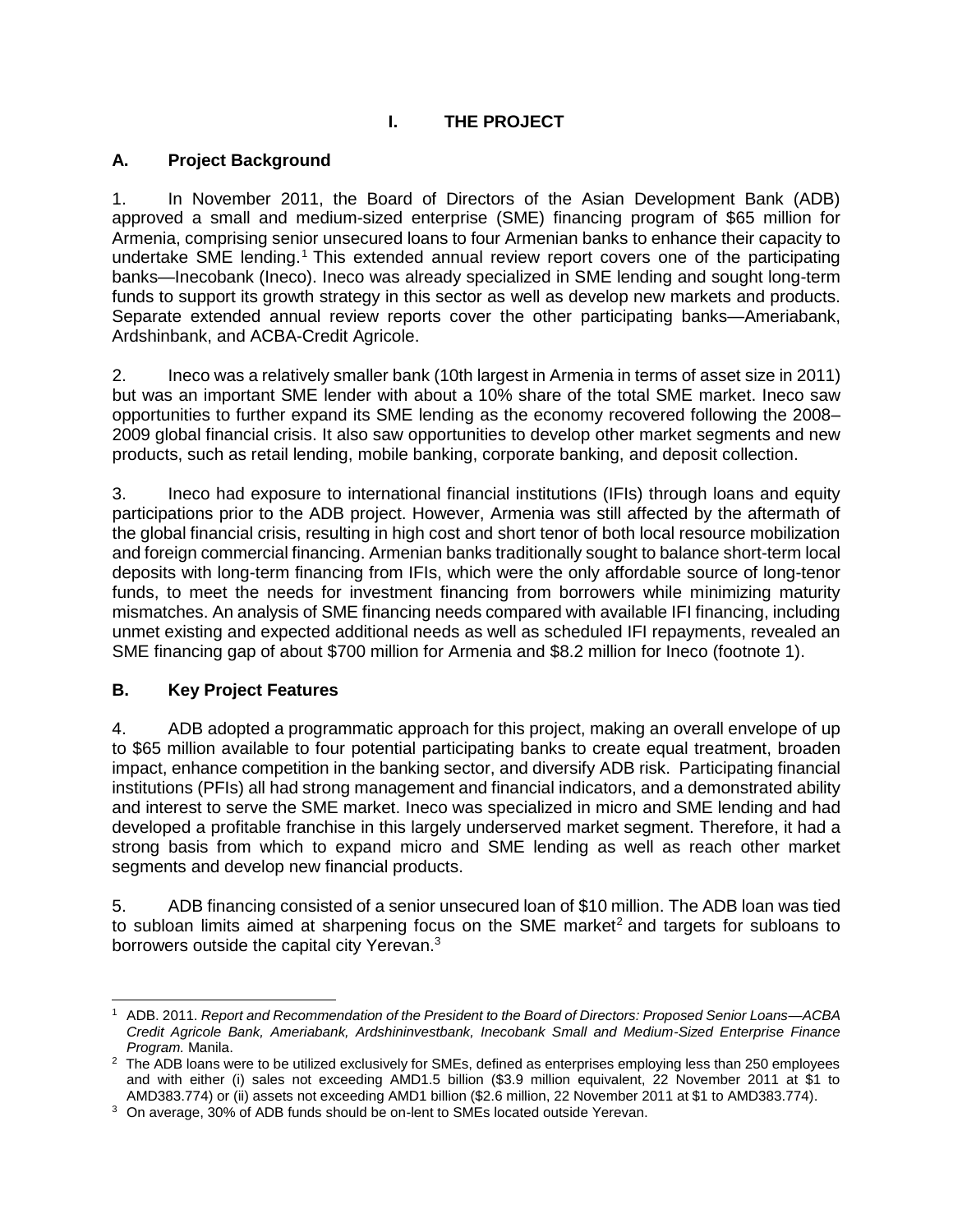# I. THE PROJECT

## A. Project Background

1. In November 2011, the Board of Directors of the Asian Development Bank (ADB) approved a small and medium-sized enterprise (SME) financing program of $65 million for Armenia, comprising senior unsecured loans to four Armenian banks to enhance their capacity to undertake SME lending.[1] This extended annual review report covers one of the participating banks—Inecobank (Ineco). Ineco was already specialized in SME lending and sought long-term funds to support its growth strategy in this sector as well as develop new markets and products. Separate extended annual review reports cover the other participating banks—Ameriabank, Ardshinbank, and ACBA-Credit Agricole.

2. Ineco was a relatively smaller bank (10th largest in Armenia in terms of asset size in 2011) but was an important SME lender with about a 10% share of the total SME market. Ineco saw opportunities to further expand its SME lending as the economy recovered following the 2008–2009 global financial crisis. It also saw opportunities to develop other market segments and new products, such as retail lending, mobile banking, corporate banking, and deposit collection.

3. Ineco had exposure to international financial institutions (IFIs) through loans and equity participations prior to the ADB project. However, Armenia was still affected by the aftermath of the global financial crisis, resulting in high cost and short tenor of both local resource mobilization and foreign commercial financing. Armenian banks traditionally sought to balance short-term local deposits with long-term financing from IFIs, which were the only affordable source of long-tenor funds, to meet the needs for investment financing from borrowers while minimizing maturity mismatches. An analysis of SME financing needs compared with available IFI financing, including unmet existing and expected additional needs as well as scheduled IFI repayments, revealed an SME financing gap of about $700 million for Armenia and $8.2 million for Ineco (footnote 1).

## B. Key Project Features

4. ADB adopted a programmatic approach for this project, making an overall envelope of up to $65 million available to four potential participating banks to create equal treatment, broaden impact, enhance competition in the banking sector, and diversify ADB risk. Participating financial institutions (PFIs) all had strong management and financial indicators, and a demonstrated ability and interest to serve the SME market. Ineco was specialized in micro and SME lending and had developed a profitable franchise in this largely underserved market segment. Therefore, it had a strong basis from which to expand micro and SME lending as well as reach other market segments and develop new financial products.

5. ADB financing consisted of a senior unsecured loan of $10 million. The ADB loan was tied to subloan limits aimed at sharpening focus on the SME market[2] and targets for subloans to borrowers outside the capital city Yerevan.[3]

---

[1] ADB. 2011. *Report and Recommendation of the President to the Board of Directors: Proposed Senior Loans—ACBA Credit Agricole Bank, Ameriabank, Ardshininvestbank, Inecobank Small and Medium-Sized Enterprise Finance Program.* Manila.

[2] The ADB loans were to be utilized exclusively for SMEs, defined as enterprises employing less than 250 employees and with either (i) sales not exceeding AMD1.5 billion ($3.9 million equivalent, 22 November 2011 at $1 to AMD383.774) or (ii) assets not exceeding AMD1 billion ($2.6 million, 22 November 2011 at $1 to AMD383.774).

[3] On average, 30% of ADB funds should be on-lent to SMEs located outside Yerevan.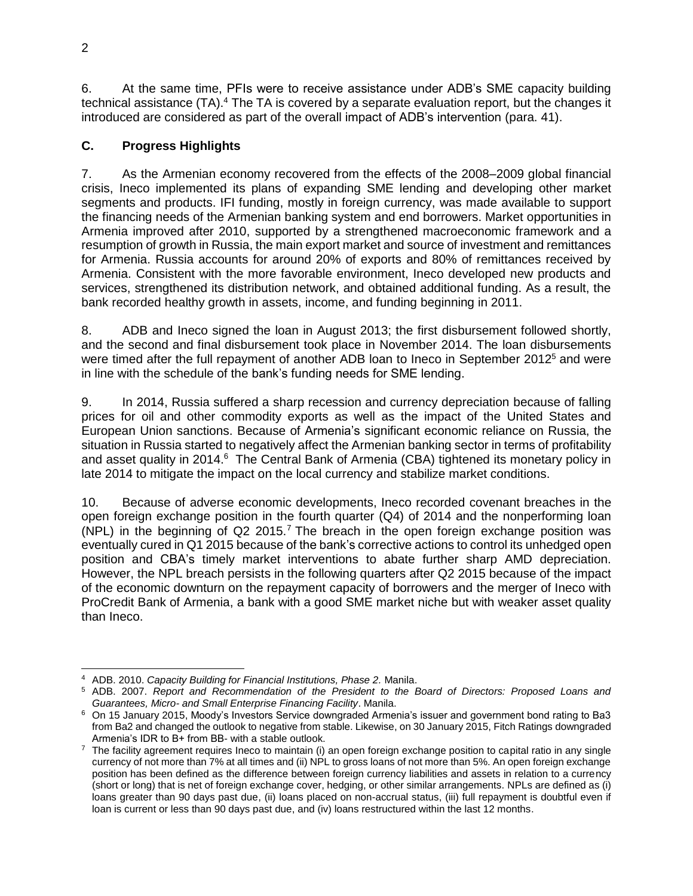6. At the same time, PFIs were to receive assistance under ADB's SME capacity building technical assistance (TA).[4] The TA is covered by a separate evaluation report, but the changes it introduced are considered as part of the overall impact of ADB's intervention (para. 41).

### C. Progress Highlights

7. As the Armenian economy recovered from the effects of the 2008–2009 global financial crisis, Ineco implemented its plans of expanding SME lending and developing other market segments and products. IFI funding, mostly in foreign currency, was made available to support the financing needs of the Armenian banking system and end borrowers. Market opportunities in Armenia improved after 2010, supported by a strengthened macroeconomic framework and a resumption of growth in Russia, the main export market and source of investment and remittances for Armenia. Russia accounts for around 20% of exports and 80% of remittances received by Armenia. Consistent with the more favorable environment, Ineco developed new products and services, strengthened its distribution network, and obtained additional funding. As a result, the bank recorded healthy growth in assets, income, and funding beginning in 2011.

8. ADB and Ineco signed the loan in August 2013; the first disbursement followed shortly, and the second and final disbursement took place in November 2014. The loan disbursements were timed after the full repayment of another ADB loan to Ineco in September 2012[5] and were in line with the schedule of the bank's funding needs for SME lending.

9. In 2014, Russia suffered a sharp recession and currency depreciation because of falling prices for oil and other commodity exports as well as the impact of the United States and European Union sanctions. Because of Armenia's significant economic reliance on Russia, the situation in Russia started to negatively affect the Armenian banking sector in terms of profitability and asset quality in 2014.[6] The Central Bank of Armenia (CBA) tightened its monetary policy in late 2014 to mitigate the impact on the local currency and stabilize market conditions.

10. Because of adverse economic developments, Ineco recorded covenant breaches in the open foreign exchange position in the fourth quarter (Q4) of 2014 and the nonperforming loan (NPL) in the beginning of Q2 2015.[7] The breach in the open foreign exchange position was eventually cured in Q1 2015 because of the bank's corrective actions to control its unhedged open position and CBA's timely market interventions to abate further sharp AMD depreciation. However, the NPL breach persists in the following quarters after Q2 2015 because of the impact of the economic downturn on the repayment capacity of borrowers and the merger of Ineco with ProCredit Bank of Armenia, a bank with a good SME market niche but with weaker asset quality than Ineco.

---

[4] ADB. 2010. *Capacity Building for Financial Institutions, Phase 2.* Manila.

[5] ADB. 2007. *Report and Recommendation of the President to the Board of Directors: Proposed Loans and Guarantees, Micro- and Small Enterprise Financing Facility*. Manila.

[6] On 15 January 2015, Moody's Investors Service downgraded Armenia's issuer and government bond rating to Ba3 from Ba2 and changed the outlook to negative from stable. Likewise, on 30 January 2015, Fitch Ratings downgraded Armenia's IDR to B+ from BB- with a stable outlook.

[7] The facility agreement requires Ineco to maintain (i) an open foreign exchange position to capital ratio in any single currency of not more than 7% at all times and (ii) NPL to gross loans of not more than 5%. An open foreign exchange position has been defined as the difference between foreign currency liabilities and assets in relation to a currency (short or long) that is net of foreign exchange cover, hedging, or other similar arrangements. NPLs are defined as (i) loans greater than 90 days past due, (ii) loans placed on non-accrual status, (iii) full repayment is doubtful even if loan is current or less than 90 days past due, and (iv) loans restructured within the last 12 months.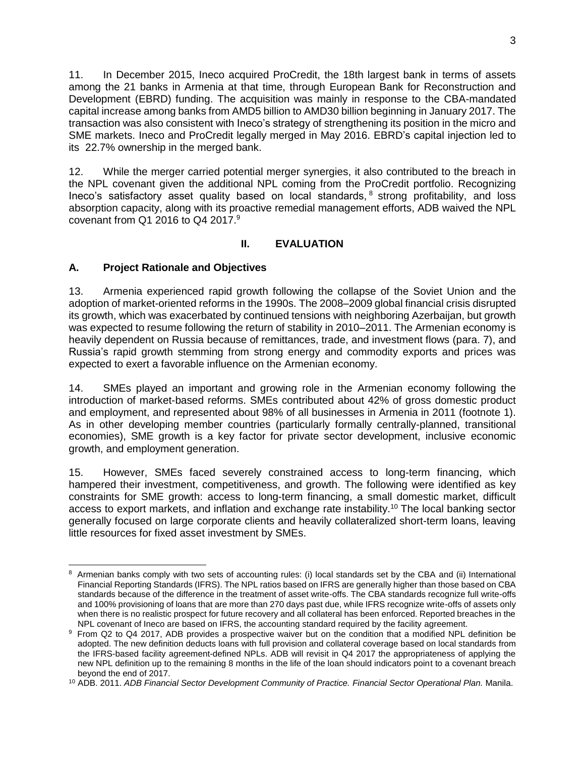11. In December 2015, Ineco acquired ProCredit, the 18th largest bank in terms of assets among the 21 banks in Armenia at that time, through European Bank for Reconstruction and Development (EBRD) funding. The acquisition was mainly in response to the CBA-mandated capital increase among banks from AMD5 billion to AMD30 billion beginning in January 2017. The transaction was also consistent with Ineco's strategy of strengthening its position in the micro and SME markets. Ineco and ProCredit legally merged in May 2016. EBRD's capital injection led to its 22.7% ownership in the merged bank.

12. While the merger carried potential merger synergies, it also contributed to the breach in the NPL covenant given the additional NPL coming from the ProCredit portfolio. Recognizing Ineco's satisfactory asset quality based on local standards,[8] strong profitability, and loss absorption capacity, along with its proactive remedial management efforts, ADB waived the NPL covenant from Q1 2016 to Q4 2017.[9]

## II. EVALUATION

### A. Project Rationale and Objectives

13. Armenia experienced rapid growth following the collapse of the Soviet Union and the adoption of market-oriented reforms in the 1990s. The 2008–2009 global financial crisis disrupted its growth, which was exacerbated by continued tensions with neighboring Azerbaijan, but growth was expected to resume following the return of stability in 2010–2011. The Armenian economy is heavily dependent on Russia because of remittances, trade, and investment flows (para. 7), and Russia's rapid growth stemming from strong energy and commodity exports and prices was expected to exert a favorable influence on the Armenian economy.

14. SMEs played an important and growing role in the Armenian economy following the introduction of market-based reforms. SMEs contributed about 42% of gross domestic product and employment, and represented about 98% of all businesses in Armenia in 2011 (footnote 1). As in other developing member countries (particularly formally centrally-planned, transitional economies), SME growth is a key factor for private sector development, inclusive economic growth, and employment generation.

15. However, SMEs faced severely constrained access to long-term financing, which hampered their investment, competitiveness, and growth. The following were identified as key constraints for SME growth: access to long-term financing, a small domestic market, difficult access to export markets, and inflation and exchange rate instability.[10] The local banking sector generally focused on large corporate clients and heavily collateralized short-term loans, leaving little resources for fixed asset investment by SMEs.

---

[8] Armenian banks comply with two sets of accounting rules: (i) local standards set by the CBA and (ii) International Financial Reporting Standards (IFRS). The NPL ratios based on IFRS are generally higher than those based on CBA standards because of the difference in the treatment of asset write-offs. The CBA standards recognize full write-offs and 100% provisioning of loans that are more than 270 days past due, while IFRS recognize write-offs of assets only when there is no realistic prospect for future recovery and all collateral has been enforced. Reported breaches in the NPL covenant of Ineco are based on IFRS, the accounting standard required by the facility agreement.

[9] From Q2 to Q4 2017, ADB provides a prospective waiver but on the condition that a modified NPL definition be adopted. The new definition deducts loans with full provision and collateral coverage based on local standards from the IFRS-based facility agreement-defined NPLs. ADB will revisit in Q4 2017 the appropriateness of applying the new NPL definition up to the remaining 8 months in the life of the loan should indicators point to a covenant breach beyond the end of 2017.

[10] ADB. 2011. *ADB Financial Sector Development Community of Practice. Financial Sector Operational Plan.* Manila.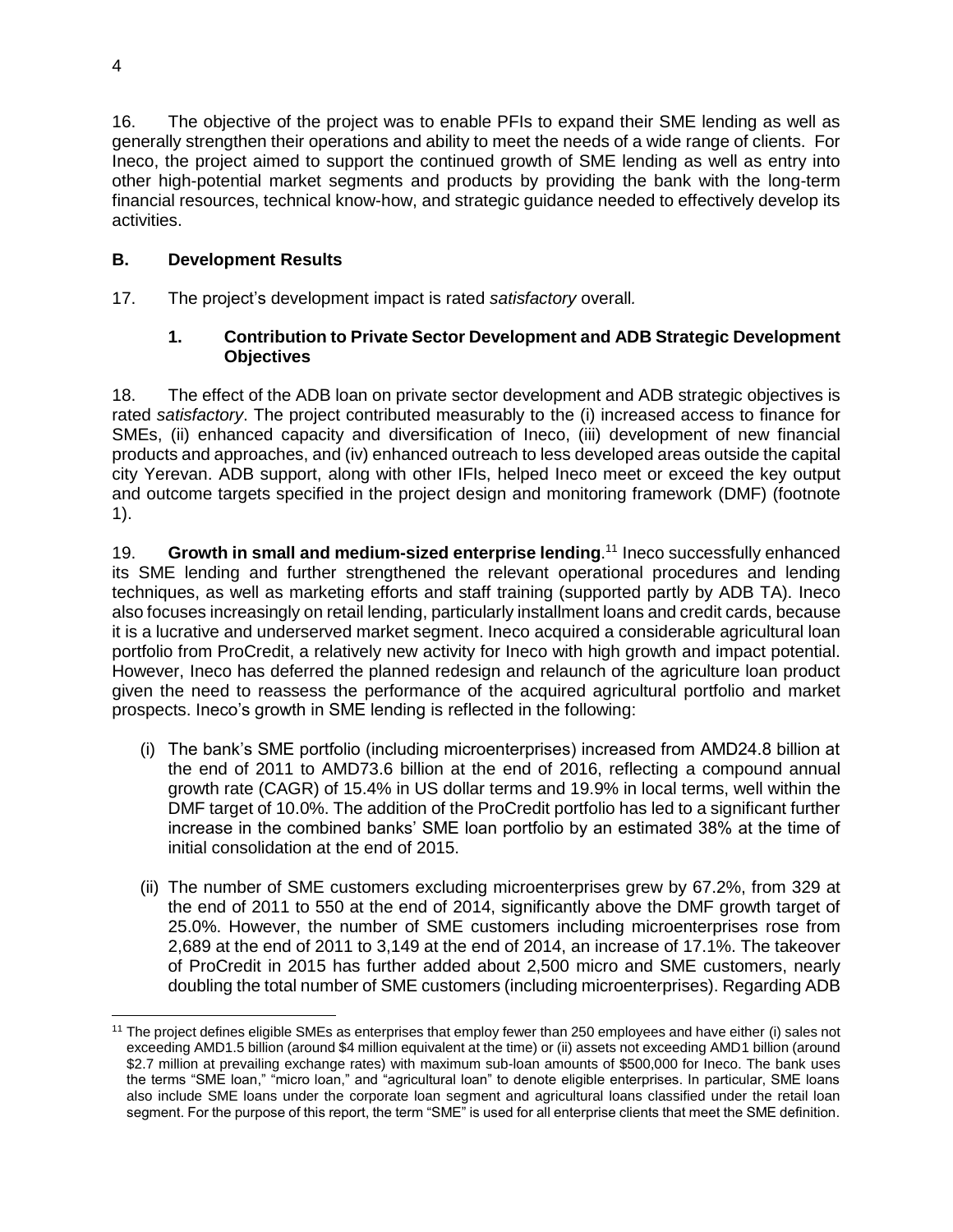16. The objective of the project was to enable PFIs to expand their SME lending as well as generally strengthen their operations and ability to meet the needs of a wide range of clients. For Ineco, the project aimed to support the continued growth of SME lending as well as entry into other high-potential market segments and products by providing the bank with the long-term financial resources, technical know-how, and strategic guidance needed to effectively develop its activities.

## B. Development Results

17. The project's development impact is rated *satisfactory* overall.

### 1. Contribution to Private Sector Development and ADB Strategic Development Objectives

18. The effect of the ADB loan on private sector development and ADB strategic objectives is rated *satisfactory*. The project contributed measurably to the (i) increased access to finance for SMEs, (ii) enhanced capacity and diversification of Ineco, (iii) development of new financial products and approaches, and (iv) enhanced outreach to less developed areas outside the capital city Yerevan. ADB support, along with other IFIs, helped Ineco meet or exceed the key output and outcome targets specified in the project design and monitoring framework (DMF) (footnote 1).

19. **Growth in small and medium-sized enterprise lending**.[11] Ineco successfully enhanced its SME lending and further strengthened the relevant operational procedures and lending techniques, as well as marketing efforts and staff training (supported partly by ADB TA). Ineco also focuses increasingly on retail lending, particularly installment loans and credit cards, because it is a lucrative and underserved market segment. Ineco acquired a considerable agricultural loan portfolio from ProCredit, a relatively new activity for Ineco with high growth and impact potential. However, Ineco has deferred the planned redesign and relaunch of the agriculture loan product given the need to reassess the performance of the acquired agricultural portfolio and market prospects. Ineco's growth in SME lending is reflected in the following:

(i) The bank's SME portfolio (including microenterprises) increased from AMD24.8 billion at the end of 2011 to AMD73.6 billion at the end of 2016, reflecting a compound annual growth rate (CAGR) of 15.4% in US dollar terms and 19.9% in local terms, well within the DMF target of 10.0%. The addition of the ProCredit portfolio has led to a significant further increase in the combined banks' SME loan portfolio by an estimated 38% at the time of initial consolidation at the end of 2015.

(ii) The number of SME customers excluding microenterprises grew by 67.2%, from 329 at the end of 2011 to 550 at the end of 2014, significantly above the DMF growth target of 25.0%. However, the number of SME customers including microenterprises rose from 2,689 at the end of 2011 to 3,149 at the end of 2014, an increase of 17.1%. The takeover of ProCredit in 2015 has further added about 2,500 micro and SME customers, nearly doubling the total number of SME customers (including microenterprises). Regarding ADB

---

[11] The project defines eligible SMEs as enterprises that employ fewer than 250 employees and have either (i) sales not exceeding AMD1.5 billion (around $4 million equivalent at the time) or (ii) assets not exceeding AMD1 billion (around $2.7 million at prevailing exchange rates) with maximum sub-loan amounts of $500,000 for Ineco. The bank uses the terms "SME loan," "micro loan," and "agricultural loan" to denote eligible enterprises. In particular, SME loans also include SME loans under the corporate loan segment and agricultural loans classified under the retail loan segment. For the purpose of this report, the term "SME" is used for all enterprise clients that meet the SME definition.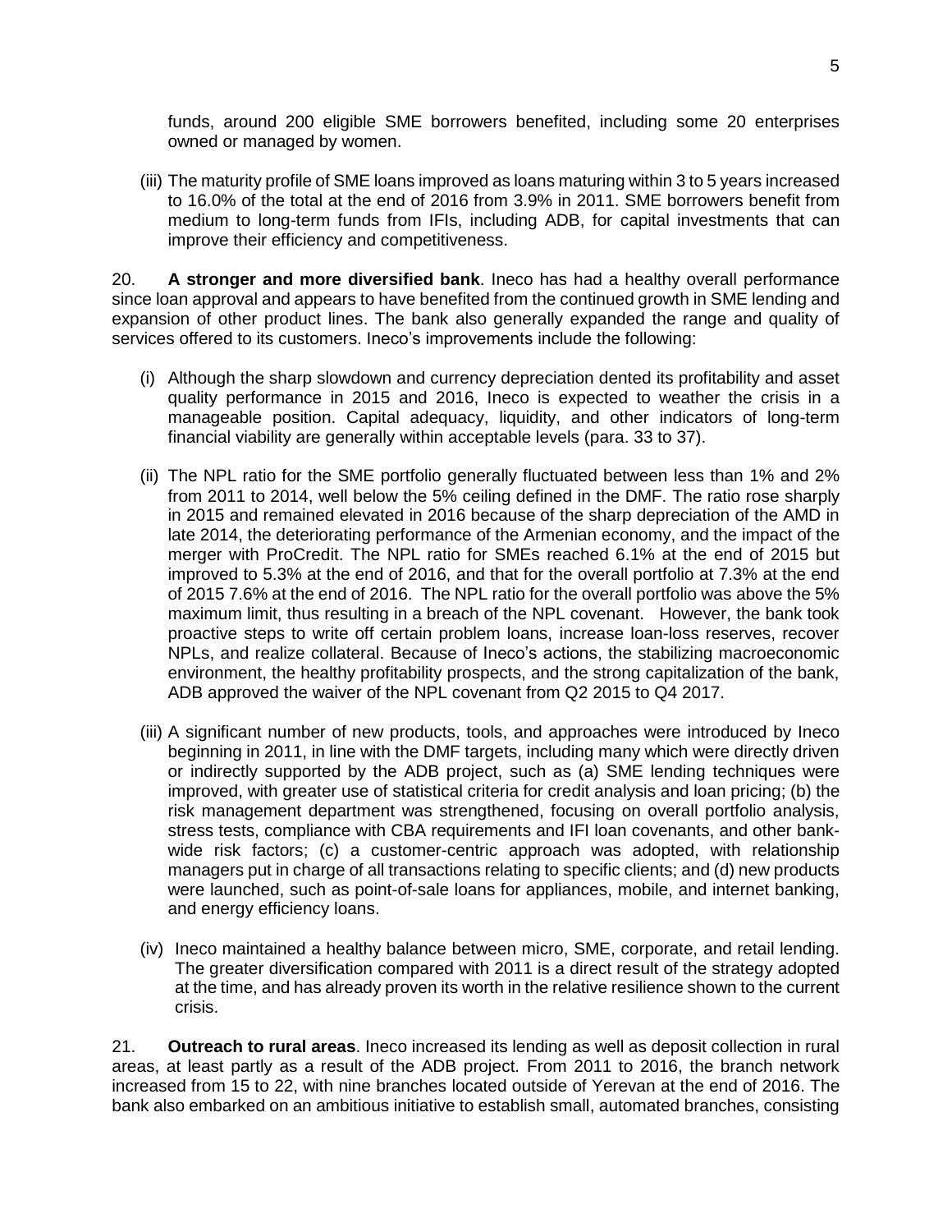funds, around 200 eligible SME borrowers benefited, including some 20 enterprises owned or managed by women.

(iii) The maturity profile of SME loans improved as loans maturing within 3 to 5 years increased to 16.0% of the total at the end of 2016 from 3.9% in 2011. SME borrowers benefit from medium to long-term funds from IFIs, including ADB, for capital investments that can improve their efficiency and competitiveness.

20. **A stronger and more diversified bank**. Ineco has had a healthy overall performance since loan approval and appears to have benefited from the continued growth in SME lending and expansion of other product lines. The bank also generally expanded the range and quality of services offered to its customers. Ineco's improvements include the following:

(i) Although the sharp slowdown and currency depreciation dented its profitability and asset quality performance in 2015 and 2016, Ineco is expected to weather the crisis in a manageable position. Capital adequacy, liquidity, and other indicators of long-term financial viability are generally within acceptable levels (para. 33 to 37).

(ii) The NPL ratio for the SME portfolio generally fluctuated between less than 1% and 2% from 2011 to 2014, well below the 5% ceiling defined in the DMF. The ratio rose sharply in 2015 and remained elevated in 2016 because of the sharp depreciation of the AMD in late 2014, the deteriorating performance of the Armenian economy, and the impact of the merger with ProCredit. The NPL ratio for SMEs reached 6.1% at the end of 2015 but improved to 5.3% at the end of 2016, and that for the overall portfolio at 7.3% at the end of 2015 7.6% at the end of 2016. The NPL ratio for the overall portfolio was above the 5% maximum limit, thus resulting in a breach of the NPL covenant. However, the bank took proactive steps to write off certain problem loans, increase loan-loss reserves, recover NPLs, and realize collateral. Because of Ineco's actions, the stabilizing macroeconomic environment, the healthy profitability prospects, and the strong capitalization of the bank, ADB approved the waiver of the NPL covenant from Q2 2015 to Q4 2017.

(iii) A significant number of new products, tools, and approaches were introduced by Ineco beginning in 2011, in line with the DMF targets, including many which were directly driven or indirectly supported by the ADB project, such as (a) SME lending techniques were improved, with greater use of statistical criteria for credit analysis and loan pricing; (b) the risk management department was strengthened, focusing on overall portfolio analysis, stress tests, compliance with CBA requirements and IFI loan covenants, and other bank-wide risk factors; (c) a customer-centric approach was adopted, with relationship managers put in charge of all transactions relating to specific clients; and (d) new products were launched, such as point-of-sale loans for appliances, mobile, and internet banking, and energy efficiency loans.

(iv) Ineco maintained a healthy balance between micro, SME, corporate, and retail lending. The greater diversification compared with 2011 is a direct result of the strategy adopted at the time, and has already proven its worth in the relative resilience shown to the current crisis.

21. **Outreach to rural areas**. Ineco increased its lending as well as deposit collection in rural areas, at least partly as a result of the ADB project. From 2011 to 2016, the branch network increased from 15 to 22, with nine branches located outside of Yerevan at the end of 2016. The bank also embarked on an ambitious initiative to establish small, automated branches, consisting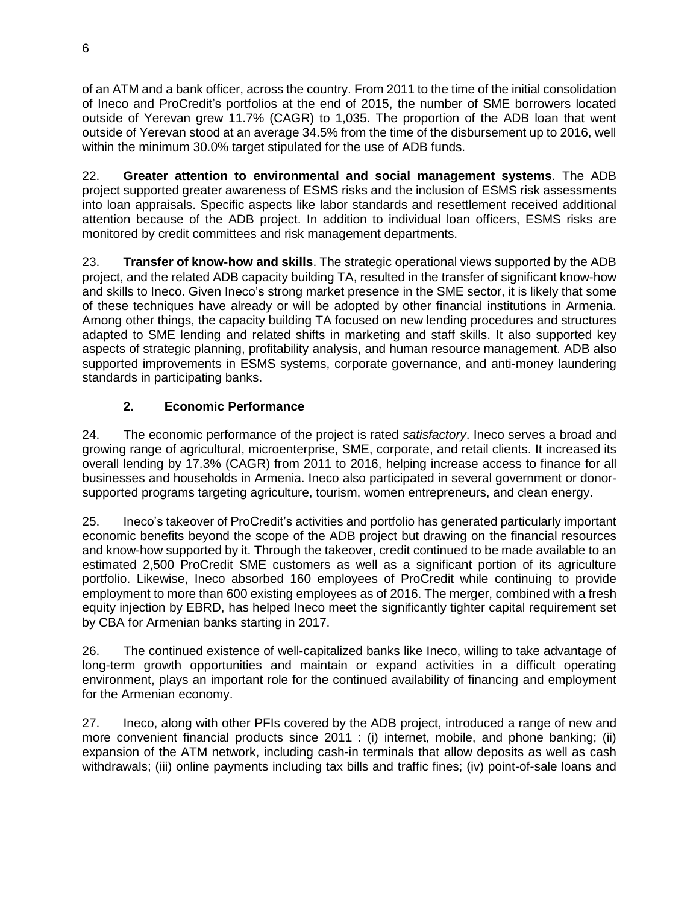of an ATM and a bank officer, across the country. From 2011 to the time of the initial consolidation of Ineco and ProCredit's portfolios at the end of 2015, the number of SME borrowers located outside of Yerevan grew 11.7% (CAGR) to 1,035. The proportion of the ADB loan that went outside of Yerevan stood at an average 34.5% from the time of the disbursement up to 2016, well within the minimum 30.0% target stipulated for the use of ADB funds.

22. **Greater attention to environmental and social management systems**. The ADB project supported greater awareness of ESMS risks and the inclusion of ESMS risk assessments into loan appraisals. Specific aspects like labor standards and resettlement received additional attention because of the ADB project. In addition to individual loan officers, ESMS risks are monitored by credit committees and risk management departments.

23. **Transfer of know-how and skills**. The strategic operational views supported by the ADB project, and the related ADB capacity building TA, resulted in the transfer of significant know-how and skills to Ineco. Given Ineco's strong market presence in the SME sector, it is likely that some of these techniques have already or will be adopted by other financial institutions in Armenia. Among other things, the capacity building TA focused on new lending procedures and structures adapted to SME lending and related shifts in marketing and staff skills. It also supported key aspects of strategic planning, profitability analysis, and human resource management. ADB also supported improvements in ESMS systems, corporate governance, and anti-money laundering standards in participating banks.

### 2. Economic Performance

24. The economic performance of the project is rated *satisfactory*. Ineco serves a broad and growing range of agricultural, microenterprise, SME, corporate, and retail clients. It increased its overall lending by 17.3% (CAGR) from 2011 to 2016, helping increase access to finance for all businesses and households in Armenia. Ineco also participated in several government or donor-supported programs targeting agriculture, tourism, women entrepreneurs, and clean energy.

25. Ineco's takeover of ProCredit's activities and portfolio has generated particularly important economic benefits beyond the scope of the ADB project but drawing on the financial resources and know-how supported by it. Through the takeover, credit continued to be made available to an estimated 2,500 ProCredit SME customers as well as a significant portion of its agriculture portfolio. Likewise, Ineco absorbed 160 employees of ProCredit while continuing to provide employment to more than 600 existing employees as of 2016. The merger, combined with a fresh equity injection by EBRD, has helped Ineco meet the significantly tighter capital requirement set by CBA for Armenian banks starting in 2017.

26. The continued existence of well-capitalized banks like Ineco, willing to take advantage of long-term growth opportunities and maintain or expand activities in a difficult operating environment, plays an important role for the continued availability of financing and employment for the Armenian economy.

27. Ineco, along with other PFIs covered by the ADB project, introduced a range of new and more convenient financial products since 2011 : (i) internet, mobile, and phone banking; (ii) expansion of the ATM network, including cash-in terminals that allow deposits as well as cash withdrawals; (iii) online payments including tax bills and traffic fines; (iv) point-of-sale loans and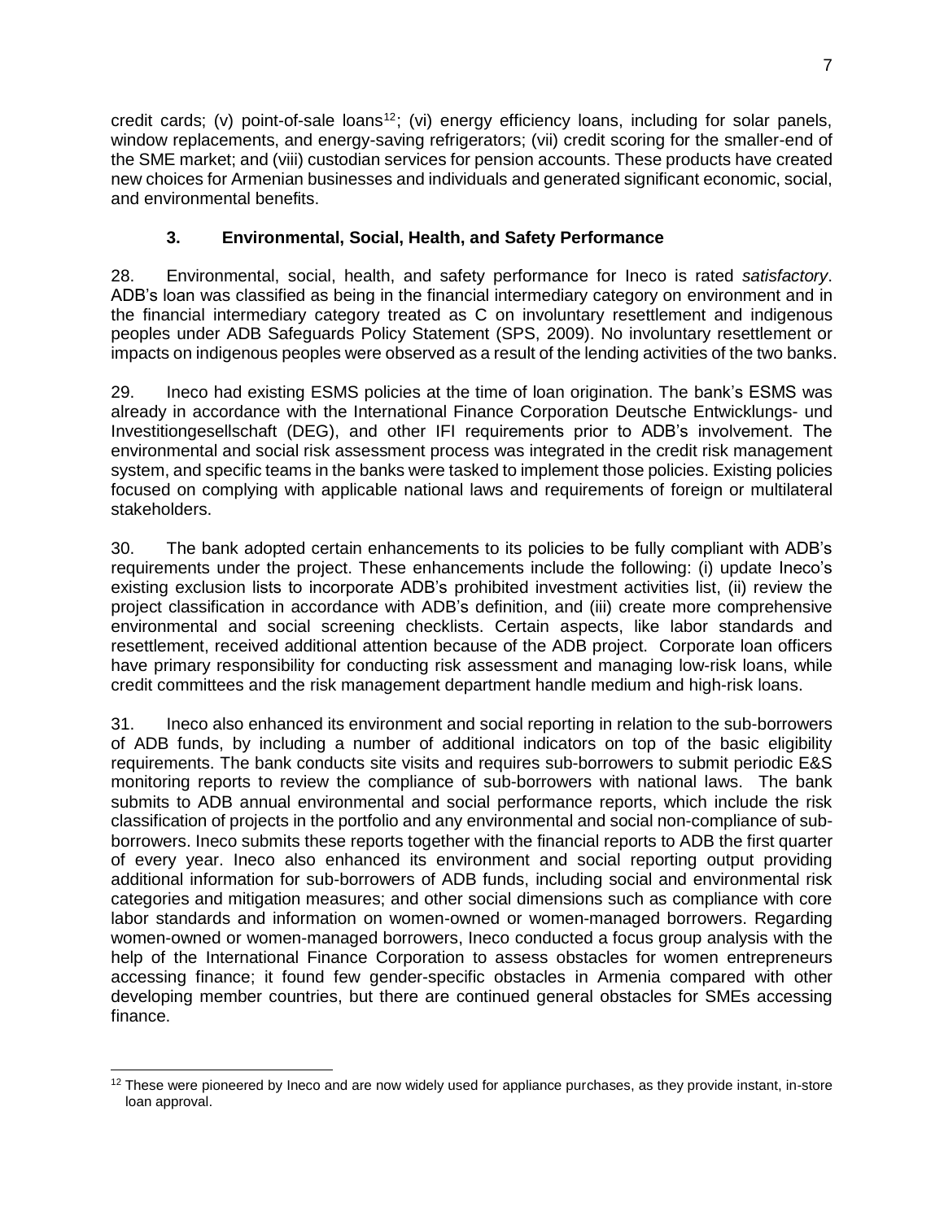credit cards; (v) point-of-sale loans[12]; (vi) energy efficiency loans, including for solar panels, window replacements, and energy-saving refrigerators; (vii) credit scoring for the smaller-end of the SME market; and (viii) custodian services for pension accounts. These products have created new choices for Armenian businesses and individuals and generated significant economic, social, and environmental benefits.

### 3. Environmental, Social, Health, and Safety Performance

28. Environmental, social, health, and safety performance for Ineco is rated *satisfactory*. ADB's loan was classified as being in the financial intermediary category on environment and in the financial intermediary category treated as C on involuntary resettlement and indigenous peoples under ADB Safeguards Policy Statement (SPS, 2009). No involuntary resettlement or impacts on indigenous peoples were observed as a result of the lending activities of the two banks.

29. Ineco had existing ESMS policies at the time of loan origination. The bank's ESMS was already in accordance with the International Finance Corporation Deutsche Entwicklungs- und Investitiongesellschaft (DEG), and other IFI requirements prior to ADB's involvement. The environmental and social risk assessment process was integrated in the credit risk management system, and specific teams in the banks were tasked to implement those policies. Existing policies focused on complying with applicable national laws and requirements of foreign or multilateral stakeholders.

30. The bank adopted certain enhancements to its policies to be fully compliant with ADB's requirements under the project. These enhancements include the following: (i) update Ineco's existing exclusion lists to incorporate ADB's prohibited investment activities list, (ii) review the project classification in accordance with ADB's definition, and (iii) create more comprehensive environmental and social screening checklists. Certain aspects, like labor standards and resettlement, received additional attention because of the ADB project. Corporate loan officers have primary responsibility for conducting risk assessment and managing low-risk loans, while credit committees and the risk management department handle medium and high-risk loans.

31. Ineco also enhanced its environment and social reporting in relation to the sub-borrowers of ADB funds, by including a number of additional indicators on top of the basic eligibility requirements. The bank conducts site visits and requires sub-borrowers to submit periodic E&S monitoring reports to review the compliance of sub-borrowers with national laws. The bank submits to ADB annual environmental and social performance reports, which include the risk classification of projects in the portfolio and any environmental and social non-compliance of sub-borrowers. Ineco submits these reports together with the financial reports to ADB the first quarter of every year. Ineco also enhanced its environment and social reporting output providing additional information for sub-borrowers of ADB funds, including social and environmental risk categories and mitigation measures; and other social dimensions such as compliance with core labor standards and information on women-owned or women-managed borrowers. Regarding women-owned or women-managed borrowers, Ineco conducted a focus group analysis with the help of the International Finance Corporation to assess obstacles for women entrepreneurs accessing finance; it found few gender-specific obstacles in Armenia compared with other developing member countries, but there are continued general obstacles for SMEs accessing finance.

[12] These were pioneered by Ineco and are now widely used for appliance purchases, as they provide instant, in-store loan approval.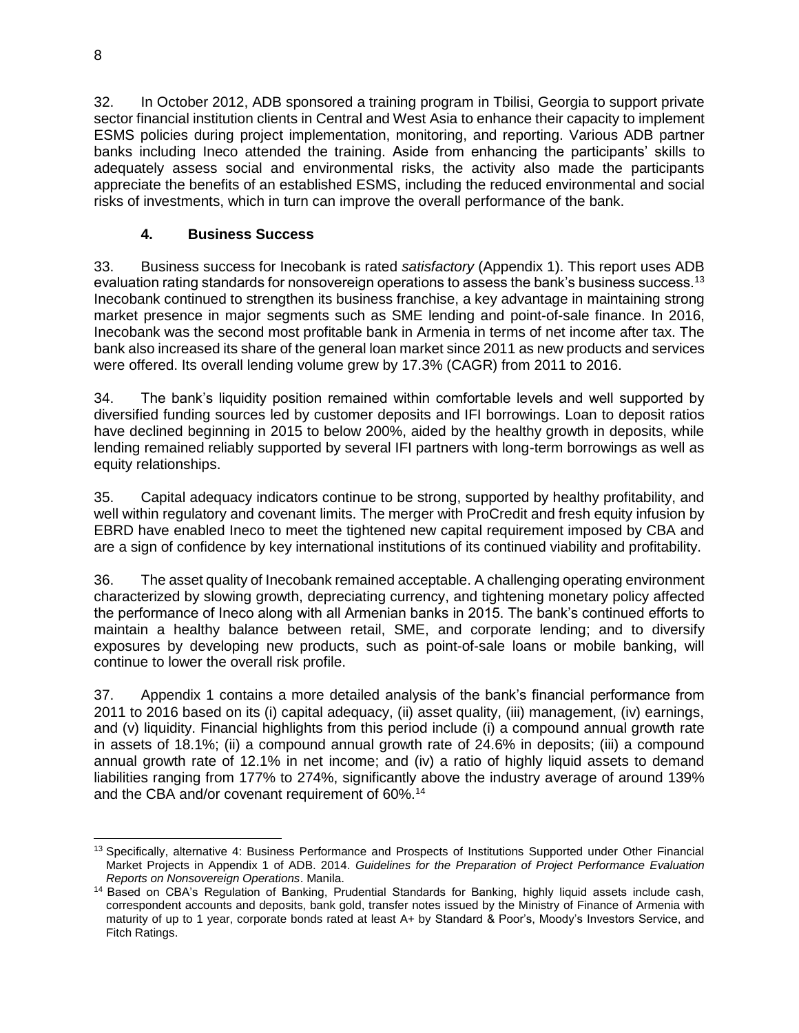32. In October 2012, ADB sponsored a training program in Tbilisi, Georgia to support private sector financial institution clients in Central and West Asia to enhance their capacity to implement ESMS policies during project implementation, monitoring, and reporting. Various ADB partner banks including Ineco attended the training. Aside from enhancing the participants' skills to adequately assess social and environmental risks, the activity also made the participants appreciate the benefits of an established ESMS, including the reduced environmental and social risks of investments, which in turn can improve the overall performance of the bank.

### 4. Business Success

33. Business success for Inecobank is rated *satisfactory* (Appendix 1). This report uses ADB evaluation rating standards for nonsovereign operations to assess the bank's business success.[13] Inecobank continued to strengthen its business franchise, a key advantage in maintaining strong market presence in major segments such as SME lending and point-of-sale finance. In 2016, Inecobank was the second most profitable bank in Armenia in terms of net income after tax. The bank also increased its share of the general loan market since 2011 as new products and services were offered. Its overall lending volume grew by 17.3% (CAGR) from 2011 to 2016.

34. The bank's liquidity position remained within comfortable levels and well supported by diversified funding sources led by customer deposits and IFI borrowings. Loan to deposit ratios have declined beginning in 2015 to below 200%, aided by the healthy growth in deposits, while lending remained reliably supported by several IFI partners with long-term borrowings as well as equity relationships.

35. Capital adequacy indicators continue to be strong, supported by healthy profitability, and well within regulatory and covenant limits. The merger with ProCredit and fresh equity infusion by EBRD have enabled Ineco to meet the tightened new capital requirement imposed by CBA and are a sign of confidence by key international institutions of its continued viability and profitability.

36. The asset quality of Inecobank remained acceptable. A challenging operating environment characterized by slowing growth, depreciating currency, and tightening monetary policy affected the performance of Ineco along with all Armenian banks in 2015. The bank's continued efforts to maintain a healthy balance between retail, SME, and corporate lending; and to diversify exposures by developing new products, such as point-of-sale loans or mobile banking, will continue to lower the overall risk profile.

37. Appendix 1 contains a more detailed analysis of the bank's financial performance from 2011 to 2016 based on its (i) capital adequacy, (ii) asset quality, (iii) management, (iv) earnings, and (v) liquidity. Financial highlights from this period include (i) a compound annual growth rate in assets of 18.1%; (ii) a compound annual growth rate of 24.6% in deposits; (iii) a compound annual growth rate of 12.1% in net income; and (iv) a ratio of highly liquid assets to demand liabilities ranging from 177% to 274%, significantly above the industry average of around 139% and the CBA and/or covenant requirement of 60%.[14]

---

[13] Specifically, alternative 4: Business Performance and Prospects of Institutions Supported under Other Financial Market Projects in Appendix 1 of ADB. 2014. *Guidelines for the Preparation of Project Performance Evaluation Reports on Nonsovereign Operations*. Manila.

[14] Based on CBA's Regulation of Banking, Prudential Standards for Banking, highly liquid assets include cash, correspondent accounts and deposits, bank gold, transfer notes issued by the Ministry of Finance of Armenia with maturity of up to 1 year, corporate bonds rated at least A+ by Standard & Poor's, Moody's Investors Service, and Fitch Ratings.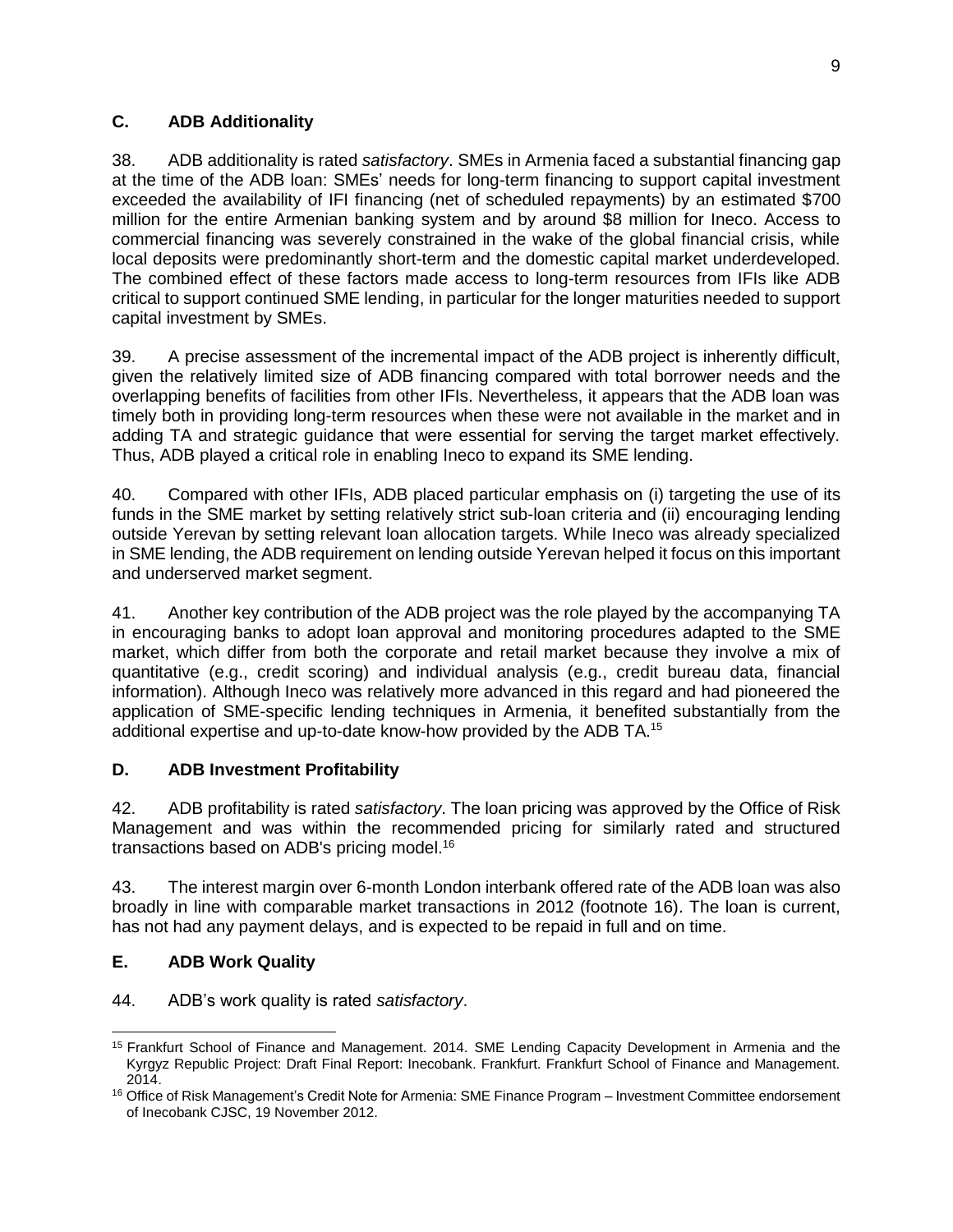## C. ADB Additionality

38. ADB additionality is rated *satisfactory*. SMEs in Armenia faced a substantial financing gap at the time of the ADB loan: SMEs' needs for long-term financing to support capital investment exceeded the availability of IFI financing (net of scheduled repayments) by an estimated $700 million for the entire Armenian banking system and by around $8 million for Ineco. Access to commercial financing was severely constrained in the wake of the global financial crisis, while local deposits were predominantly short-term and the domestic capital market underdeveloped. The combined effect of these factors made access to long-term resources from IFIs like ADB critical to support continued SME lending, in particular for the longer maturities needed to support capital investment by SMEs.

39. A precise assessment of the incremental impact of the ADB project is inherently difficult, given the relatively limited size of ADB financing compared with total borrower needs and the overlapping benefits of facilities from other IFIs. Nevertheless, it appears that the ADB loan was timely both in providing long-term resources when these were not available in the market and in adding TA and strategic guidance that were essential for serving the target market effectively. Thus, ADB played a critical role in enabling Ineco to expand its SME lending.

40. Compared with other IFIs, ADB placed particular emphasis on (i) targeting the use of its funds in the SME market by setting relatively strict sub-loan criteria and (ii) encouraging lending outside Yerevan by setting relevant loan allocation targets. While Ineco was already specialized in SME lending, the ADB requirement on lending outside Yerevan helped it focus on this important and underserved market segment.

41. Another key contribution of the ADB project was the role played by the accompanying TA in encouraging banks to adopt loan approval and monitoring procedures adapted to the SME market, which differ from both the corporate and retail market because they involve a mix of quantitative (e.g., credit scoring) and individual analysis (e.g., credit bureau data, financial information). Although Ineco was relatively more advanced in this regard and had pioneered the application of SME-specific lending techniques in Armenia, it benefited substantially from the additional expertise and up-to-date know-how provided by the ADB TA.[15]

## D. ADB Investment Profitability

42. ADB profitability is rated *satisfactory*. The loan pricing was approved by the Office of Risk Management and was within the recommended pricing for similarly rated and structured transactions based on ADB's pricing model.[16]

43. The interest margin over 6-month London interbank offered rate of the ADB loan was also broadly in line with comparable market transactions in 2012 (footnote 16). The loan is current, has not had any payment delays, and is expected to be repaid in full and on time.

## E. ADB Work Quality

44. ADB's work quality is rated *satisfactory*.

---

[15] Frankfurt School of Finance and Management. 2014. SME Lending Capacity Development in Armenia and the Kyrgyz Republic Project: Draft Final Report: Inecobank. Frankfurt. Frankfurt School of Finance and Management. 2014.

[16] Office of Risk Management's Credit Note for Armenia: SME Finance Program – Investment Committee endorsement of Inecobank CJSC, 19 November 2012.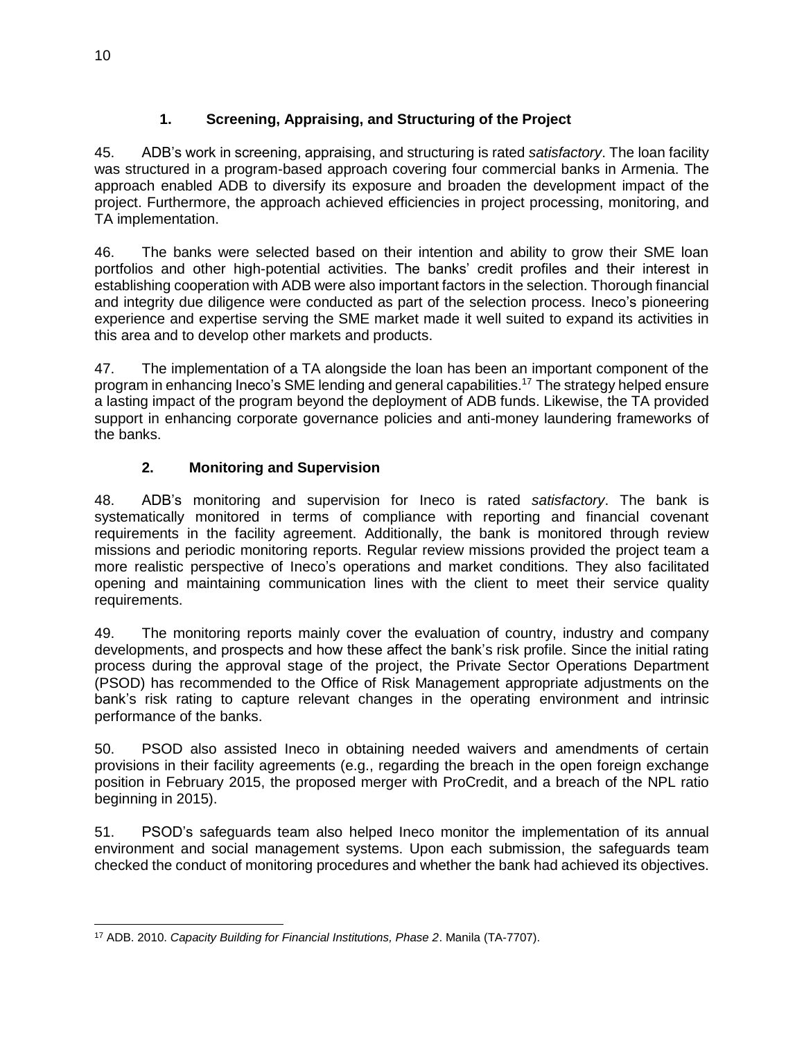### 1. Screening, Appraising, and Structuring of the Project

45. ADB's work in screening, appraising, and structuring is rated *satisfactory*. The loan facility was structured in a program-based approach covering four commercial banks in Armenia. The approach enabled ADB to diversify its exposure and broaden the development impact of the project. Furthermore, the approach achieved efficiencies in project processing, monitoring, and TA implementation.

46. The banks were selected based on their intention and ability to grow their SME loan portfolios and other high-potential activities. The banks' credit profiles and their interest in establishing cooperation with ADB were also important factors in the selection. Thorough financial and integrity due diligence were conducted as part of the selection process. Ineco's pioneering experience and expertise serving the SME market made it well suited to expand its activities in this area and to develop other markets and products.

47. The implementation of a TA alongside the loan has been an important component of the program in enhancing Ineco's SME lending and general capabilities.[17] The strategy helped ensure a lasting impact of the program beyond the deployment of ADB funds. Likewise, the TA provided support in enhancing corporate governance policies and anti-money laundering frameworks of the banks.

### 2. Monitoring and Supervision

48. ADB's monitoring and supervision for Ineco is rated *satisfactory*. The bank is systematically monitored in terms of compliance with reporting and financial covenant requirements in the facility agreement. Additionally, the bank is monitored through review missions and periodic monitoring reports. Regular review missions provided the project team a more realistic perspective of Ineco's operations and market conditions. They also facilitated opening and maintaining communication lines with the client to meet their service quality requirements.

49. The monitoring reports mainly cover the evaluation of country, industry and company developments, and prospects and how these affect the bank's risk profile. Since the initial rating process during the approval stage of the project, the Private Sector Operations Department (PSOD) has recommended to the Office of Risk Management appropriate adjustments on the bank's risk rating to capture relevant changes in the operating environment and intrinsic performance of the banks.

50. PSOD also assisted Ineco in obtaining needed waivers and amendments of certain provisions in their facility agreements (e.g., regarding the breach in the open foreign exchange position in February 2015, the proposed merger with ProCredit, and a breach of the NPL ratio beginning in 2015).

51. PSOD's safeguards team also helped Ineco monitor the implementation of its annual environment and social management systems. Upon each submission, the safeguards team checked the conduct of monitoring procedures and whether the bank had achieved its objectives.

---

[17] ADB. 2010. *Capacity Building for Financial Institutions, Phase 2*. Manila (TA-7707).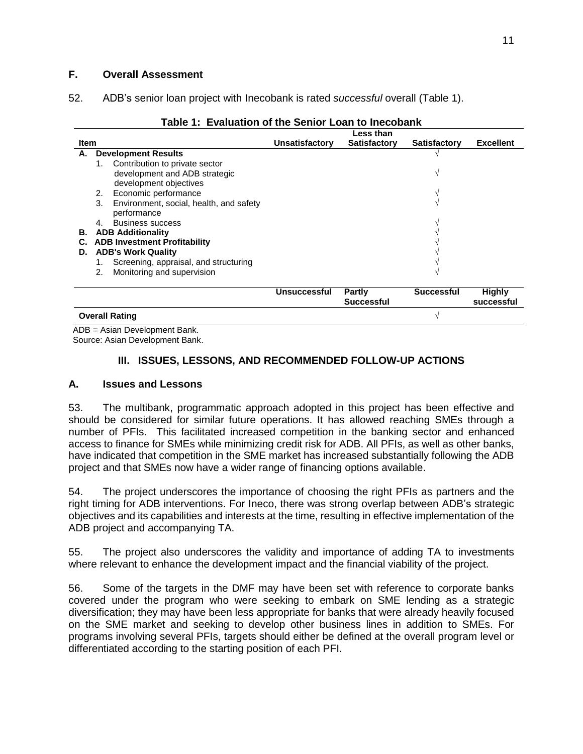### F. Overall Assessment

52. ADB's senior loan project with Inecobank is rated *successful* overall (Table 1).

**Table 1: Evaluation of the Senior Loan to Inecobank**

| Item | Unsatisfactory | Less than Satisfactory | Satisfactory | Excellent |
|---|---|---|---|---|
| **A. Development Results** | | | √ | |
| 1. Contribution to private sector development and ADB strategic development objectives | | | √ | |
| 2. Economic performance | | | √ | |
| 3. Environment, social, health, and safety performance | | | √ | |
| 4. Business success | | | √ | |
| **B. ADB Additionality** | | | √ | |
| **C. ADB Investment Profitability** | | | √ | |
| **D. ADB's Work Quality** | | | √ | |
| 1. Screening, appraisal, and structuring | | | √ | |
| 2. Monitoring and supervision | | | √ | |
| | **Unsuccessful** | **Partly Successful** | **Successful** | **Highly successful** |
| **Overall Rating** | | | √ | |

ADB = Asian Development Bank.
Source: Asian Development Bank.

## III. ISSUES, LESSONS, AND RECOMMENDED FOLLOW-UP ACTIONS

### A. Issues and Lessons

53. The multibank, programmatic approach adopted in this project has been effective and should be considered for similar future operations. It has allowed reaching SMEs through a number of PFIs. This facilitated increased competition in the banking sector and enhanced access to finance for SMEs while minimizing credit risk for ADB. All PFIs, as well as other banks, have indicated that competition in the SME market has increased substantially following the ADB project and that SMEs now have a wider range of financing options available.

54. The project underscores the importance of choosing the right PFIs as partners and the right timing for ADB interventions. For Ineco, there was strong overlap between ADB's strategic objectives and its capabilities and interests at the time, resulting in effective implementation of the ADB project and accompanying TA.

55. The project also underscores the validity and importance of adding TA to investments where relevant to enhance the development impact and the financial viability of the project.

56. Some of the targets in the DMF may have been set with reference to corporate banks covered under the program who were seeking to embark on SME lending as a strategic diversification; they may have been less appropriate for banks that were already heavily focused on the SME market and seeking to develop other business lines in addition to SMEs. For programs involving several PFIs, targets should either be defined at the overall program level or differentiated according to the starting position of each PFI.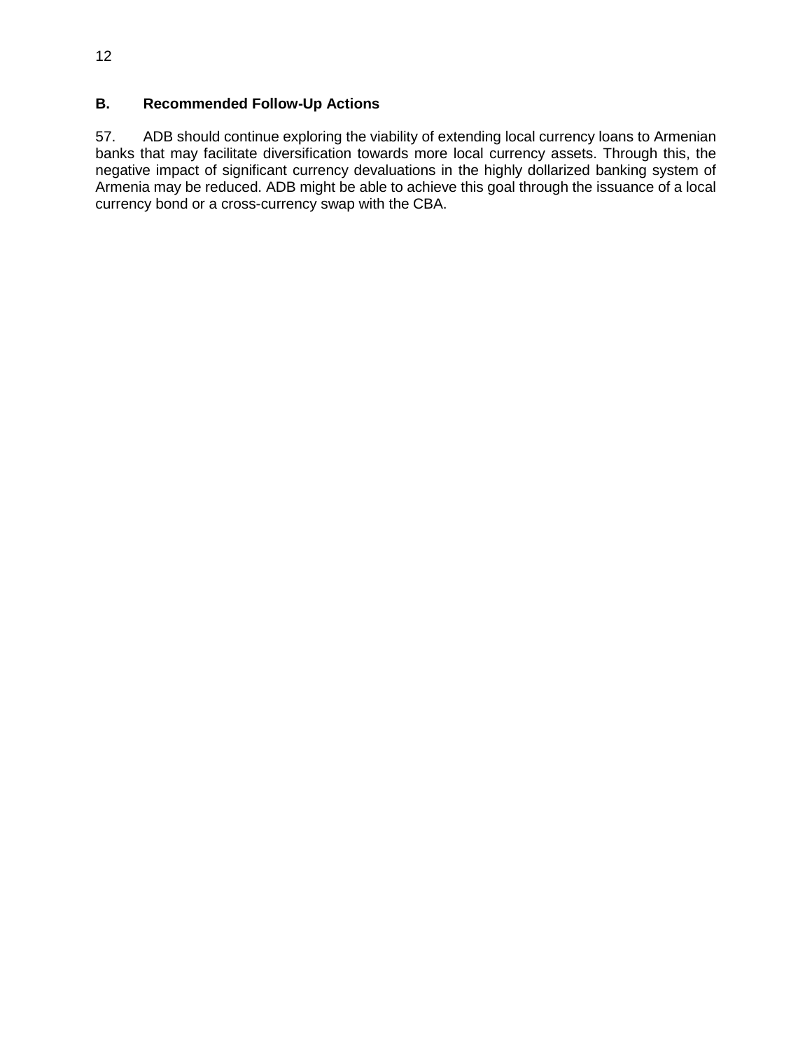## B. Recommended Follow-Up Actions

57. ADB should continue exploring the viability of extending local currency loans to Armenian banks that may facilitate diversification towards more local currency assets. Through this, the negative impact of significant currency devaluations in the highly dollarized banking system of Armenia may be reduced. ADB might be able to achieve this goal through the issuance of a local currency bond or a cross-currency swap with the CBA.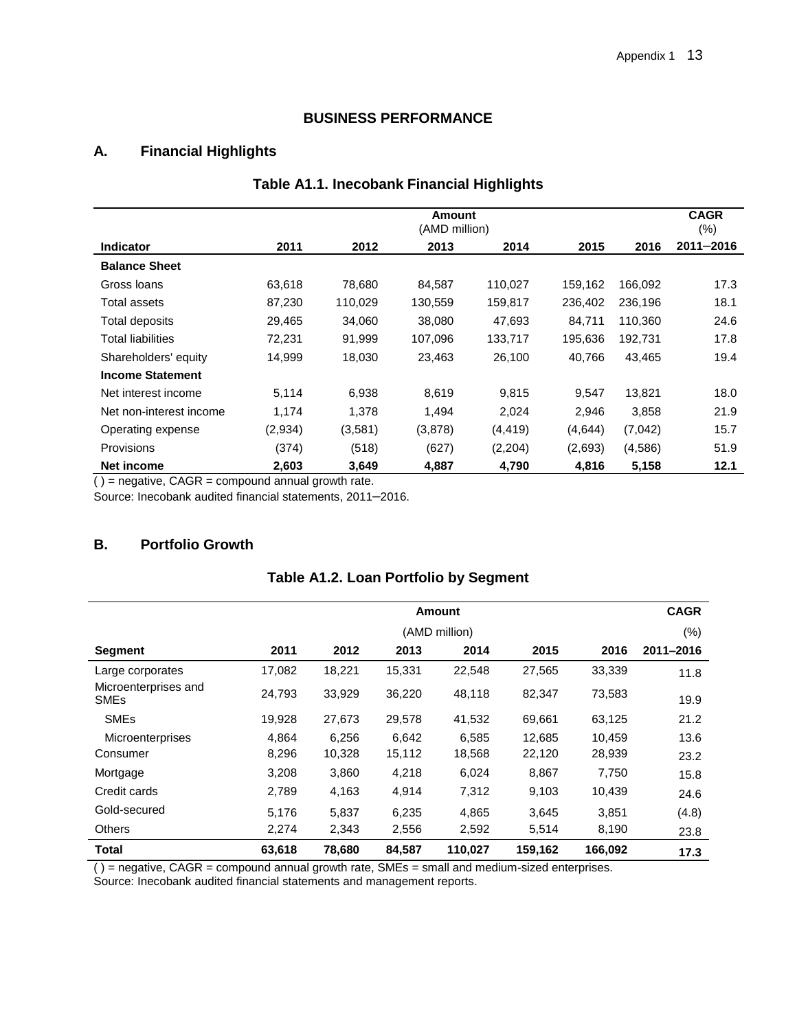## BUSINESS PERFORMANCE

### A. Financial Highlights

**Table A1.1. Inecobank Financial Highlights**

| | Amount (AMD million) | | | | | | CAGR (%) |
|---|---|---|---|---|---|---|---|
| **Indicator** | **2011** | **2012** | **2013** | **2014** | **2015** | **2016** | **2011–2016** |
| **Balance Sheet** | | | | | | | |
| Gross loans | 63,618 | 78,680 | 84,587 | 110,027 | 159,162 | 166,092 | 17.3 |
| Total assets | 87,230 | 110,029 | 130,559 | 159,817 | 236,402 | 236,196 | 18.1 |
| Total deposits | 29,465 | 34,060 | 38,080 | 47,693 | 84,711 | 110,360 | 24.6 |
| Total liabilities | 72,231 | 91,999 | 107,096 | 133,717 | 195,636 | 192,731 | 17.8 |
| Shareholders' equity | 14,999 | 18,030 | 23,463 | 26,100 | 40,766 | 43,465 | 19.4 |
| **Income Statement** | | | | | | | |
| Net interest income | 5,114 | 6,938 | 8,619 | 9,815 | 9,547 | 13,821 | 18.0 |
| Net non-interest income | 1,174 | 1,378 | 1,494 | 2,024 | 2,946 | 3,858 | 21.9 |
| Operating expense | (2,934) | (3,581) | (3,878) | (4,419) | (4,644) | (7,042) | 15.7 |
| Provisions | (374) | (518) | (627) | (2,204) | (2,693) | (4,586) | 51.9 |
| **Net income** | **2,603** | **3,649** | **4,887** | **4,790** | **4,816** | **5,158** | **12.1** |

( ) = negative, CAGR = compound annual growth rate.

Source: Inecobank audited financial statements, 2011–2016.

### B. Portfolio Growth

**Table A1.2. Loan Portfolio by Segment**

| | Amount (AMD million) | | | | | | CAGR (%) |
|---|---|---|---|---|---|---|---|
| **Segment** | **2011** | **2012** | **2013** | **2014** | **2015** | **2016** | **2011–2016** |
| Large corporates | 17,082 | 18,221 | 15,331 | 22,548 | 27,565 | 33,339 | 11.8 |
| Microenterprises and SMEs | 24,793 | 33,929 | 36,220 | 48,118 | 82,347 | 73,583 | 19.9 |
| SMEs | 19,928 | 27,673 | 29,578 | 41,532 | 69,661 | 63,125 | 21.2 |
| Microenterprises | 4,864 | 6,256 | 6,642 | 6,585 | 12,685 | 10,459 | 13.6 |
| Consumer | 8,296 | 10,328 | 15,112 | 18,568 | 22,120 | 28,939 | 23.2 |
| Mortgage | 3,208 | 3,860 | 4,218 | 6,024 | 8,867 | 7,750 | 15.8 |
| Credit cards | 2,789 | 4,163 | 4,914 | 7,312 | 9,103 | 10,439 | 24.6 |
| Gold-secured | 5,176 | 5,837 | 6,235 | 4,865 | 3,645 | 3,851 | (4.8) |
| Others | 2,274 | 2,343 | 2,556 | 2,592 | 5,514 | 8,190 | 23.8 |
| **Total** | **63,618** | **78,680** | **84,587** | **110,027** | **159,162** | **166,092** | **17.3** |

( ) = negative, CAGR = compound annual growth rate, SMEs = small and medium-sized enterprises.

Source: Inecobank audited financial statements and management reports.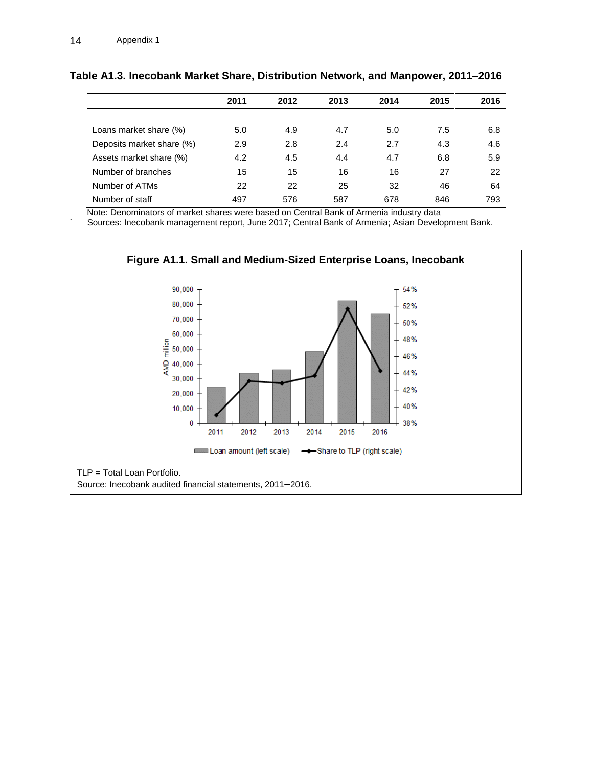**Table A1.3. Inecobank Market Share, Distribution Network, and Manpower, 2011–2016**

| | 2011 | 2012 | 2013 | 2014 | 2015 | 2016 |
|---|---|---|---|---|---|---|
| Loans market share (%) | 5.0 | 4.9 | 4.7 | 5.0 | 7.5 | 6.8 |
| Deposits market share (%) | 2.9 | 2.8 | 2.4 | 2.7 | 4.3 | 4.6 |
| Assets market share (%) | 4.2 | 4.5 | 4.4 | 4.7 | 6.8 | 5.9 |
| Number of branches | 15 | 15 | 16 | 16 | 27 | 22 |
| Number of ATMs | 22 | 22 | 25 | 32 | 46 | 64 |
| Number of staff | 497 | 576 | 587 | 678 | 846 | 793 |

Note: Denominators of market shares were based on Central Bank of Armenia industry data

Sources: Inecobank management report, June 2017; Central Bank of Armenia; Asian Development Bank.

**Figure A1.1. Small and Medium-Sized Enterprise Loans, Inecobank**

TLP = Total Loan Portfolio.

Source: Inecobank audited financial statements, 2011–2016.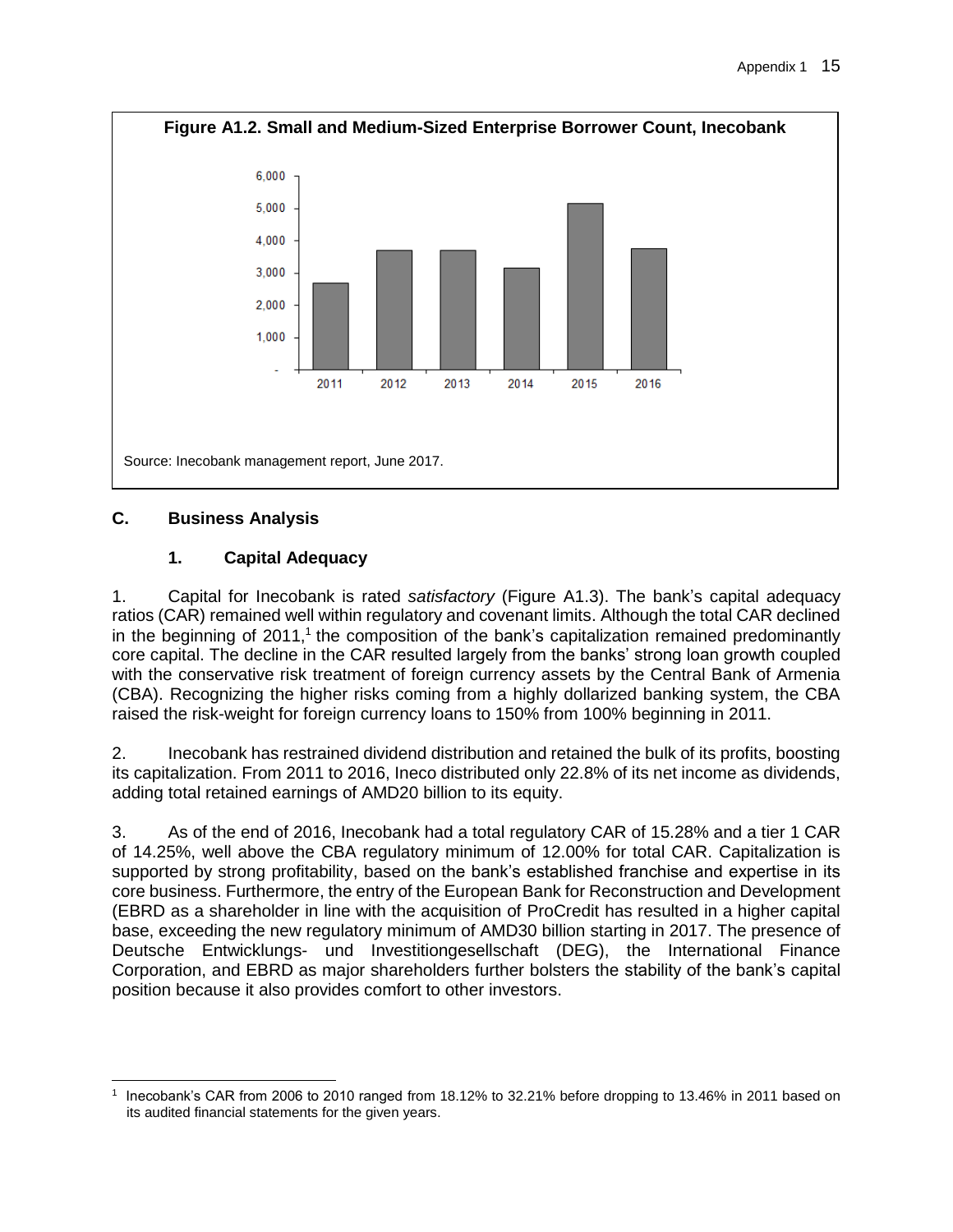**Figure A1.2. Small and Medium-Sized Enterprise Borrower Count, Inecobank**

Source: Inecobank management report, June 2017.

### C. Business Analysis

#### 1. Capital Adequacy

1. Capital for Inecobank is rated *satisfactory* (Figure A1.3). The bank's capital adequacy ratios (CAR) remained well within regulatory and covenant limits. Although the total CAR declined in the beginning of 2011,[1] the composition of the bank's capitalization remained predominantly core capital. The decline in the CAR resulted largely from the banks' strong loan growth coupled with the conservative risk treatment of foreign currency assets by the Central Bank of Armenia (CBA). Recognizing the higher risks coming from a highly dollarized banking system, the CBA raised the risk-weight for foreign currency loans to 150% from 100% beginning in 2011.

2. Inecobank has restrained dividend distribution and retained the bulk of its profits, boosting its capitalization. From 2011 to 2016, Ineco distributed only 22.8% of its net income as dividends, adding total retained earnings of AMD20 billion to its equity.

3. As of the end of 2016, Inecobank had a total regulatory CAR of 15.28% and a tier 1 CAR of 14.25%, well above the CBA regulatory minimum of 12.00% for total CAR. Capitalization is supported by strong profitability, based on the bank's established franchise and expertise in its core business. Furthermore, the entry of the European Bank for Reconstruction and Development (EBRD as a shareholder in line with the acquisition of ProCredit has resulted in a higher capital base, exceeding the new regulatory minimum of AMD30 billion starting in 2017. The presence of Deutsche Entwicklungs- und Investitiongesellschaft (DEG), the International Finance Corporation, and EBRD as major shareholders further bolsters the stability of the bank's capital position because it also provides comfort to other investors.

[1] Inecobank's CAR from 2006 to 2010 ranged from 18.12% to 32.21% before dropping to 13.46% in 2011 based on its audited financial statements for the given years.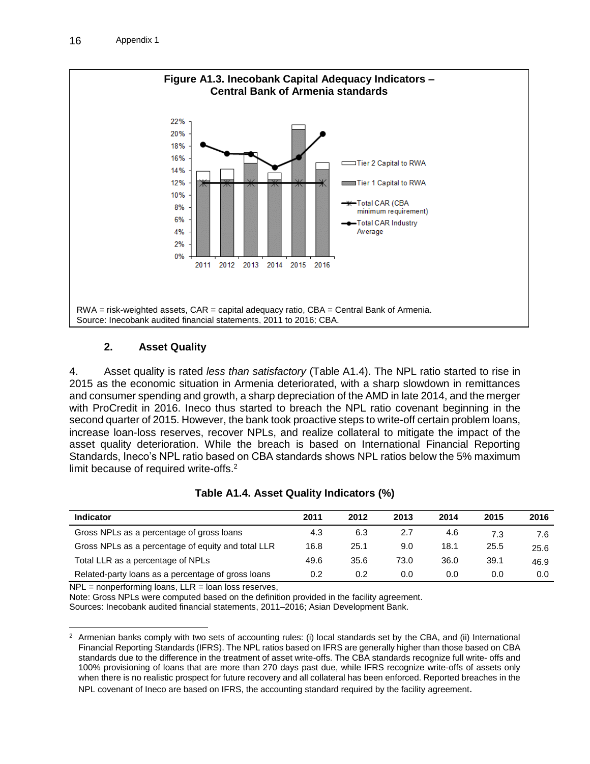**Figure A1.3. Inecobank Capital Adequacy Indicators – Central Bank of Armenia standards**

RWA = risk-weighted assets, CAR = capital adequacy ratio, CBA = Central Bank of Armenia.
Source: Inecobank audited financial statements, 2011 to 2016; CBA.

### 2. Asset Quality

4. Asset quality is rated *less than satisfactory* (Table A1.4). The NPL ratio started to rise in 2015 as the economic situation in Armenia deteriorated, with a sharp slowdown in remittances and consumer spending and growth, a sharp depreciation of the AMD in late 2014, and the merger with ProCredit in 2016. Ineco thus started to breach the NPL ratio covenant beginning in the second quarter of 2015. However, the bank took proactive steps to write-off certain problem loans, increase loan-loss reserves, recover NPLs, and realize collateral to mitigate the impact of the asset quality deterioration. While the breach is based on International Financial Reporting Standards, Ineco's NPL ratio based on CBA standards shows NPL ratios below the 5% maximum limit because of required write-offs.[2]

**Table A1.4. Asset Quality Indicators (%)**

| Indicator | 2011 | 2012 | 2013 | 2014 | 2015 | 2016 |
|---|---|---|---|---|---|---|
| Gross NPLs as a percentage of gross loans | 4.3 | 6.3 | 2.7 | 4.6 | 7.3 | 7.6 |
| Gross NPLs as a percentage of equity and total LLR | 16.8 | 25.1 | 9.0 | 18.1 | 25.5 | 25.6 |
| Total LLR as a percentage of NPLs | 49.6 | 35.6 | 73.0 | 36.0 | 39.1 | 46.9 |
| Related-party loans as a percentage of gross loans | 0.2 | 0.2 | 0.0 | 0.0 | 0.0 | 0.0 |

NPL = nonperforming loans, LLR = loan loss reserves,
Note: Gross NPLs were computed based on the definition provided in the facility agreement.
Sources: Inecobank audited financial statements, 2011–2016; Asian Development Bank.

[2] Armenian banks comply with two sets of accounting rules: (i) local standards set by the CBA, and (ii) International Financial Reporting Standards (IFRS). The NPL ratios based on IFRS are generally higher than those based on CBA standards due to the difference in the treatment of asset write-offs. The CBA standards recognize full write- offs and 100% provisioning of loans that are more than 270 days past due, while IFRS recognize write-offs of assets only when there is no realistic prospect for future recovery and all collateral has been enforced. Reported breaches in the NPL covenant of Ineco are based on IFRS, the accounting standard required by the facility agreement.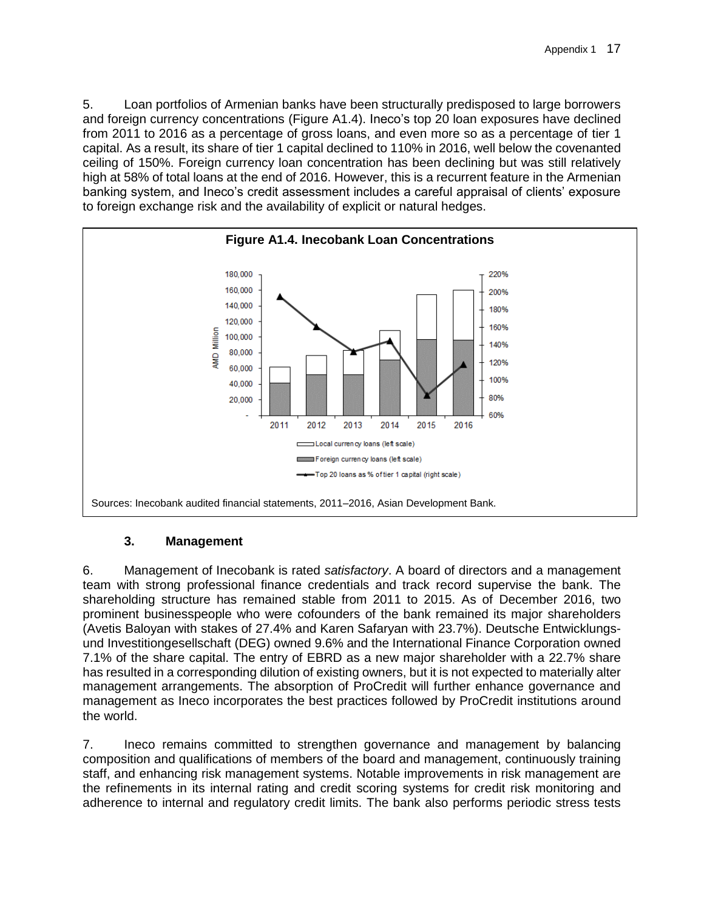5. Loan portfolios of Armenian banks have been structurally predisposed to large borrowers and foreign currency concentrations (Figure A1.4). Ineco's top 20 loan exposures have declined from 2011 to 2016 as a percentage of gross loans, and even more so as a percentage of tier 1 capital. As a result, its share of tier 1 capital declined to 110% in 2016, well below the covenanted ceiling of 150%. Foreign currency loan concentration has been declining but was still relatively high at 58% of total loans at the end of 2016. However, this is a recurrent feature in the Armenian banking system, and Ineco's credit assessment includes a careful appraisal of clients' exposure to foreign exchange risk and the availability of explicit or natural hedges.

**Figure A1.4. Inecobank Loan Concentrations**

Sources: Inecobank audited financial statements, 2011–2016, Asian Development Bank.

### 3. Management

6. Management of Inecobank is rated *satisfactory*. A board of directors and a management team with strong professional finance credentials and track record supervise the bank. The shareholding structure has remained stable from 2011 to 2015. As of December 2016, two prominent businesspeople who were cofounders of the bank remained its major shareholders (Avetis Baloyan with stakes of 27.4% and Karen Safaryan with 23.7%). Deutsche Entwicklungs- und Investitiongesellschaft (DEG) owned 9.6% and the International Finance Corporation owned 7.1% of the share capital. The entry of EBRD as a new major shareholder with a 22.7% share has resulted in a corresponding dilution of existing owners, but it is not expected to materially alter management arrangements. The absorption of ProCredit will further enhance governance and management as Ineco incorporates the best practices followed by ProCredit institutions around the world.

7. Ineco remains committed to strengthen governance and management by balancing composition and qualifications of members of the board and management, continuously training staff, and enhancing risk management systems. Notable improvements in risk management are the refinements in its internal rating and credit scoring systems for credit risk monitoring and adherence to internal and regulatory credit limits. The bank also performs periodic stress tests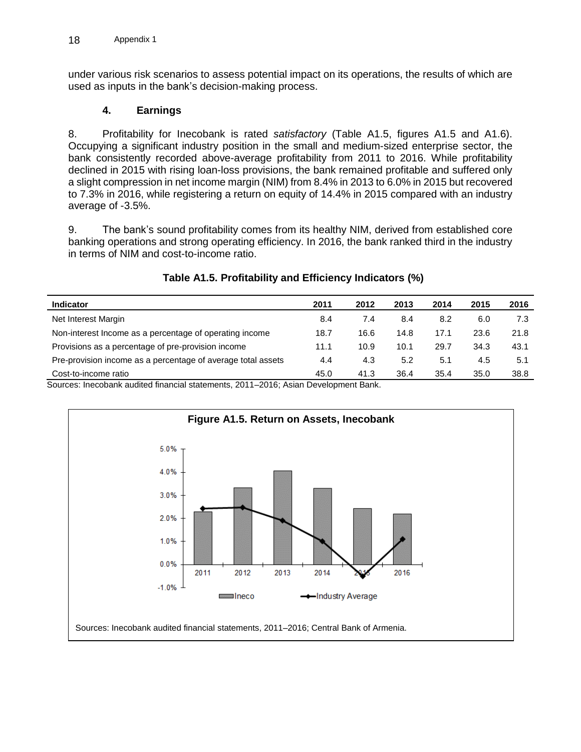under various risk scenarios to assess potential impact on its operations, the results of which are used as inputs in the bank's decision-making process.

### 4. Earnings

8. Profitability for Inecobank is rated *satisfactory* (Table A1.5, figures A1.5 and A1.6). Occupying a significant industry position in the small and medium-sized enterprise sector, the bank consistently recorded above-average profitability from 2011 to 2016. While profitability declined in 2015 with rising loan-loss provisions, the bank remained profitable and suffered only a slight compression in net income margin (NIM) from 8.4% in 2013 to 6.0% in 2015 but recovered to 7.3% in 2016, while registering a return on equity of 14.4% in 2015 compared with an industry average of -3.5%.

9. The bank's sound profitability comes from its healthy NIM, derived from established core banking operations and strong operating efficiency. In 2016, the bank ranked third in the industry in terms of NIM and cost-to-income ratio.

**Table A1.5. Profitability and Efficiency Indicators (%)**

| Indicator | 2011 | 2012 | 2013 | 2014 | 2015 | 2016 |
|---|---|---|---|---|---|---|
| Net Interest Margin | 8.4 | 7.4 | 8.4 | 8.2 | 6.0 | 7.3 |
| Non-interest Income as a percentage of operating income | 18.7 | 16.6 | 14.8 | 17.1 | 23.6 | 21.8 |
| Provisions as a percentage of pre-provision income | 11.1 | 10.9 | 10.1 | 29.7 | 34.3 | 43.1 |
| Pre-provision income as a percentage of average total assets | 4.4 | 4.3 | 5.2 | 5.1 | 4.5 | 5.1 |
| Cost-to-income ratio | 45.0 | 41.3 | 36.4 | 35.4 | 35.0 | 38.8 |

Sources: Inecobank audited financial statements, 2011–2016; Asian Development Bank.

**Figure A1.5. Return on Assets, Inecobank**

Sources: Inecobank audited financial statements, 2011–2016; Central Bank of Armenia.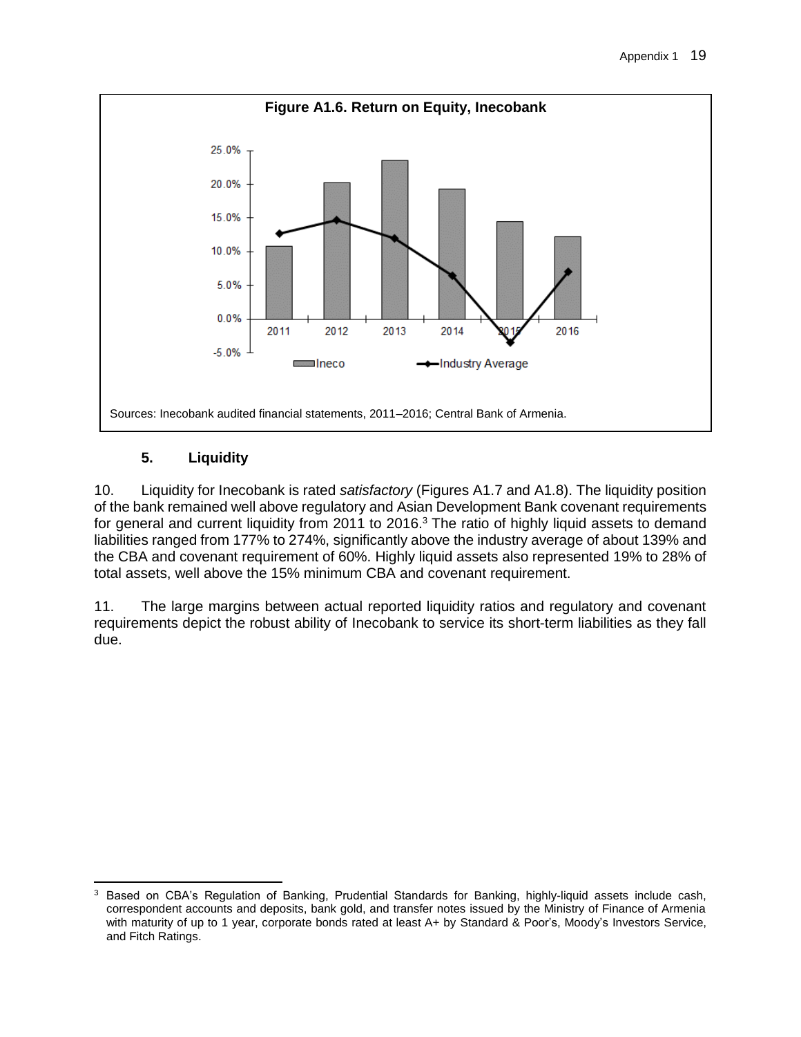**Figure A1.6. Return on Equity, Inecobank**

Sources: Inecobank audited financial statements, 2011–2016; Central Bank of Armenia.

### 5. Liquidity

10. Liquidity for Inecobank is rated *satisfactory* (Figures A1.7 and A1.8). The liquidity position of the bank remained well above regulatory and Asian Development Bank covenant requirements for general and current liquidity from 2011 to 2016.[3] The ratio of highly liquid assets to demand liabilities ranged from 177% to 274%, significantly above the industry average of about 139% and the CBA and covenant requirement of 60%. Highly liquid assets also represented 19% to 28% of total assets, well above the 15% minimum CBA and covenant requirement.

11. The large margins between actual reported liquidity ratios and regulatory and covenant requirements depict the robust ability of Inecobank to service its short-term liabilities as they fall due.

---

[3] Based on CBA's Regulation of Banking, Prudential Standards for Banking, highly-liquid assets include cash, correspondent accounts and deposits, bank gold, and transfer notes issued by the Ministry of Finance of Armenia with maturity of up to 1 year, corporate bonds rated at least A+ by Standard & Poor's, Moody's Investors Service, and Fitch Ratings.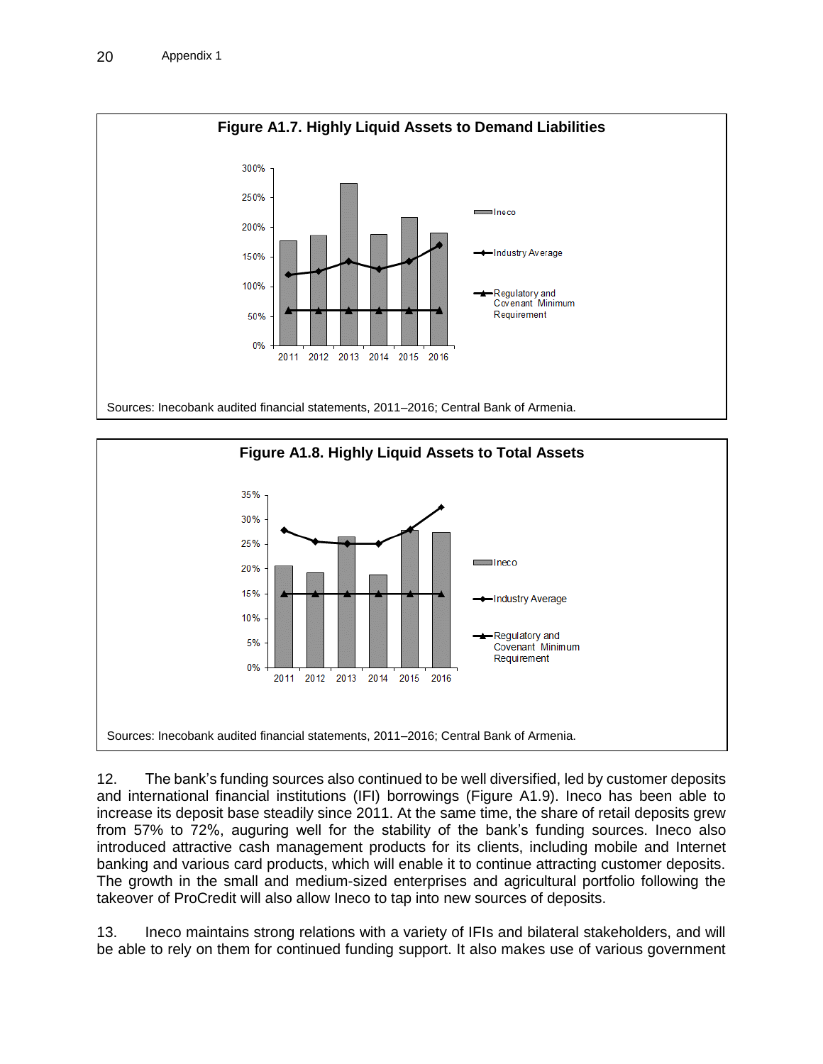**Figure A1.7. Highly Liquid Assets to Demand Liabilities**

Sources: Inecobank audited financial statements, 2011–2016; Central Bank of Armenia.

**Figure A1.8. Highly Liquid Assets to Total Assets**

Sources: Inecobank audited financial statements, 2011–2016; Central Bank of Armenia.

12. The bank's funding sources also continued to be well diversified, led by customer deposits and international financial institutions (IFI) borrowings (Figure A1.9). Ineco has been able to increase its deposit base steadily since 2011. At the same time, the share of retail deposits grew from 57% to 72%, auguring well for the stability of the bank's funding sources. Ineco also introduced attractive cash management products for its clients, including mobile and Internet banking and various card products, which will enable it to continue attracting customer deposits. The growth in the small and medium-sized enterprises and agricultural portfolio following the takeover of ProCredit will also allow Ineco to tap into new sources of deposits.

13. Ineco maintains strong relations with a variety of IFIs and bilateral stakeholders, and will be able to rely on them for continued funding support. It also makes use of various government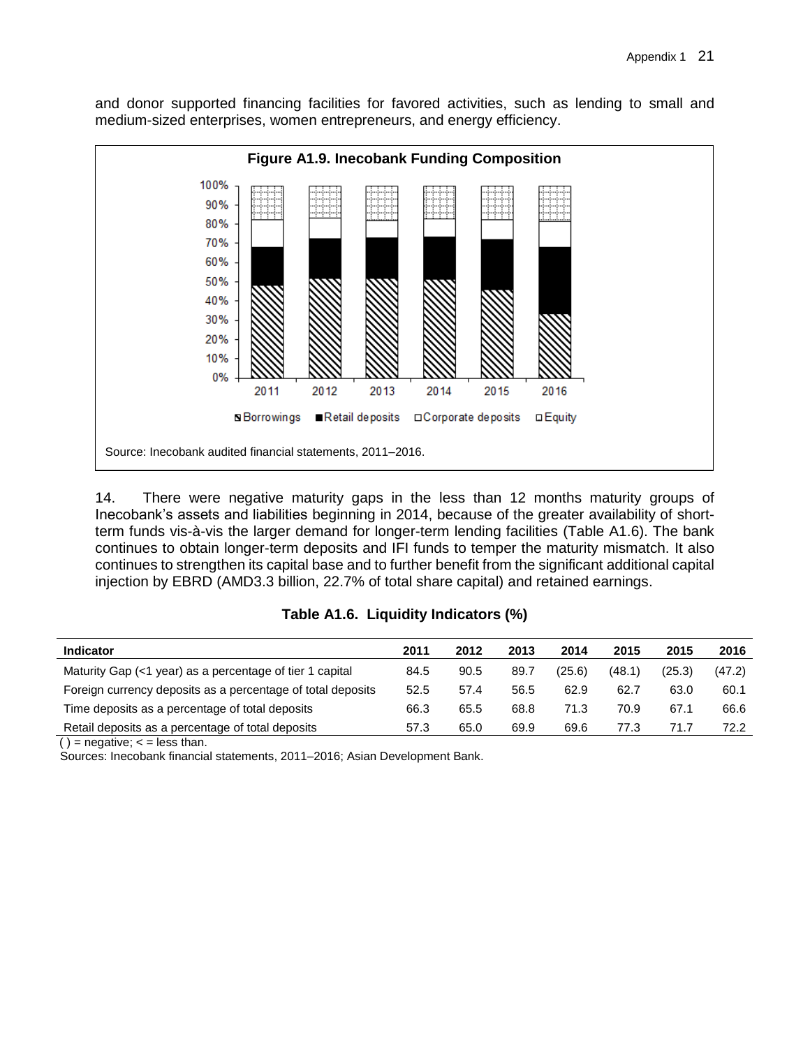and donor supported financing facilities for favored activities, such as lending to small and medium-sized enterprises, women entrepreneurs, and energy efficiency.

**Figure A1.9. Inecobank Funding Composition**

Source: Inecobank audited financial statements, 2011–2016.

14. There were negative maturity gaps in the less than 12 months maturity groups of Inecobank's assets and liabilities beginning in 2014, because of the greater availability of short-term funds vis-à-vis the larger demand for longer-term lending facilities (Table A1.6). The bank continues to obtain longer-term deposits and IFI funds to temper the maturity mismatch. It also continues to strengthen its capital base and to further benefit from the significant additional capital injection by EBRD (AMD3.3 billion, 22.7% of total share capital) and retained earnings.

**Table A1.6. Liquidity Indicators (%)**

| Indicator | 2011 | 2012 | 2013 | 2014 | 2015 | 2015 | 2016 |
|---|---|---|---|---|---|---|---|
| Maturity Gap (<1 year) as a percentage of tier 1 capital | 84.5 | 90.5 | 89.7 | (25.6) | (48.1) | (25.3) | (47.2) |
| Foreign currency deposits as a percentage of total deposits | 52.5 | 57.4 | 56.5 | 62.9 | 62.7 | 63.0 | 60.1 |
| Time deposits as a percentage of total deposits | 66.3 | 65.5 | 68.8 | 71.3 | 70.9 | 67.1 | 66.6 |
| Retail deposits as a percentage of total deposits | 57.3 | 65.0 | 69.9 | 69.6 | 77.3 | 71.7 | 72.2 |

( ) = negative; < = less than.

Sources: Inecobank financial statements, 2011–2016; Asian Development Bank.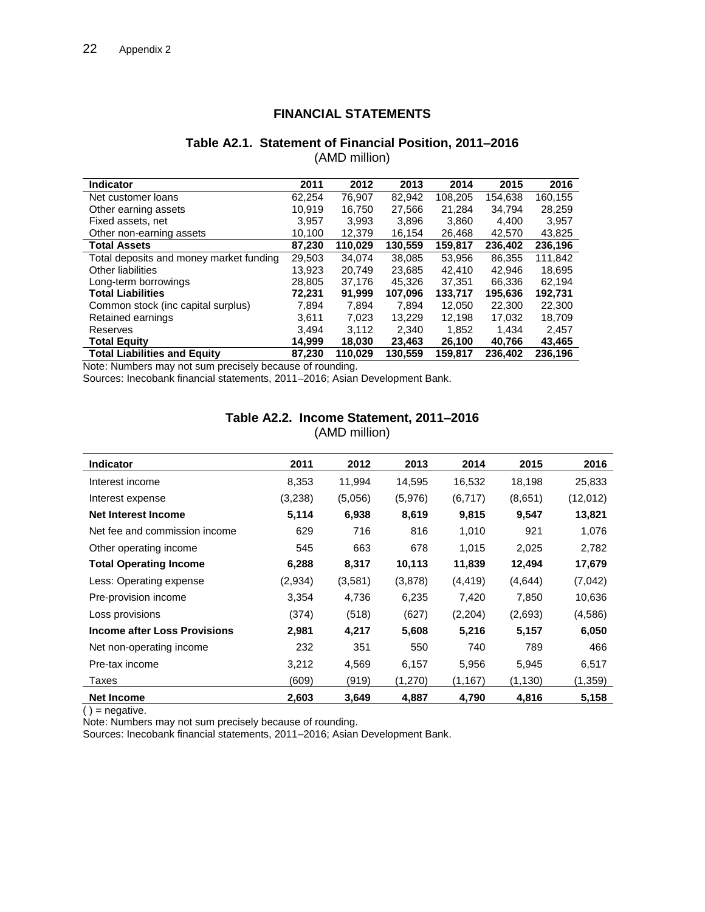## FINANCIAL STATEMENTS

### Table A2.1. Statement of Financial Position, 2011–2016

(AMD million)

| Indicator | 2011 | 2012 | 2013 | 2014 | 2015 | 2016 |
|---|---|---|---|---|---|---|
| Net customer loans | 62,254 | 76,907 | 82,942 | 108,205 | 154,638 | 160,155 |
| Other earning assets | 10,919 | 16,750 | 27,566 | 21,284 | 34,794 | 28,259 |
| Fixed assets, net | 3,957 | 3,993 | 3,896 | 3,860 | 4,400 | 3,957 |
| Other non-earning assets | 10,100 | 12,379 | 16,154 | 26,468 | 42,570 | 43,825 |
| **Total Assets** | **87,230** | **110,029** | **130,559** | **159,817** | **236,402** | **236,196** |
| Total deposits and money market funding | 29,503 | 34,074 | 38,085 | 53,956 | 86,355 | 111,842 |
| Other liabilities | 13,923 | 20,749 | 23,685 | 42,410 | 42,946 | 18,695 |
| Long-term borrowings | 28,805 | 37,176 | 45,326 | 37,351 | 66,336 | 62,194 |
| **Total Liabilities** | **72,231** | **91,999** | **107,096** | **133,717** | **195,636** | **192,731** |
| Common stock (inc capital surplus) | 7,894 | 7,894 | 7,894 | 12,050 | 22,300 | 22,300 |
| Retained earnings | 3,611 | 7,023 | 13,229 | 12,198 | 17,032 | 18,709 |
| Reserves | 3,494 | 3,112 | 2,340 | 1,852 | 1,434 | 2,457 |
| **Total Equity** | **14,999** | **18,030** | **23,463** | **26,100** | **40,766** | **43,465** |
| **Total Liabilities and Equity** | **87,230** | **110,029** | **130,559** | **159,817** | **236,402** | **236,196** |

Note: Numbers may not sum precisely because of rounding.

Sources: Inecobank financial statements, 2011–2016; Asian Development Bank.

### Table A2.2. Income Statement, 2011–2016

(AMD million)

| Indicator | 2011 | 2012 | 2013 | 2014 | 2015 | 2016 |
|---|---|---|---|---|---|---|
| Interest income | 8,353 | 11,994 | 14,595 | 16,532 | 18,198 | 25,833 |
| Interest expense | (3,238) | (5,056) | (5,976) | (6,717) | (8,651) | (12,012) |
| **Net Interest Income** | **5,114** | **6,938** | **8,619** | **9,815** | **9,547** | **13,821** |
| Net fee and commission income | 629 | 716 | 816 | 1,010 | 921 | 1,076 |
| Other operating income | 545 | 663 | 678 | 1,015 | 2,025 | 2,782 |
| **Total Operating Income** | **6,288** | **8,317** | **10,113** | **11,839** | **12,494** | **17,679** |
| Less: Operating expense | (2,934) | (3,581) | (3,878) | (4,419) | (4,644) | (7,042) |
| Pre-provision income | 3,354 | 4,736 | 6,235 | 7,420 | 7,850 | 10,636 |
| Loss provisions | (374) | (518) | (627) | (2,204) | (2,693) | (4,586) |
| **Income after Loss Provisions** | **2,981** | **4,217** | **5,608** | **5,216** | **5,157** | **6,050** |
| Net non-operating income | 232 | 351 | 550 | 740 | 789 | 466 |
| Pre-tax income | 3,212 | 4,569 | 6,157 | 5,956 | 5,945 | 6,517 |
| Taxes | (609) | (919) | (1,270) | (1,167) | (1,130) | (1,359) |
| **Net Income** | **2,603** | **3,649** | **4,887** | **4,790** | **4,816** | **5,158** |

( ) = negative.

Note: Numbers may not sum precisely because of rounding.

Sources: Inecobank financial statements, 2011–2016; Asian Development Bank.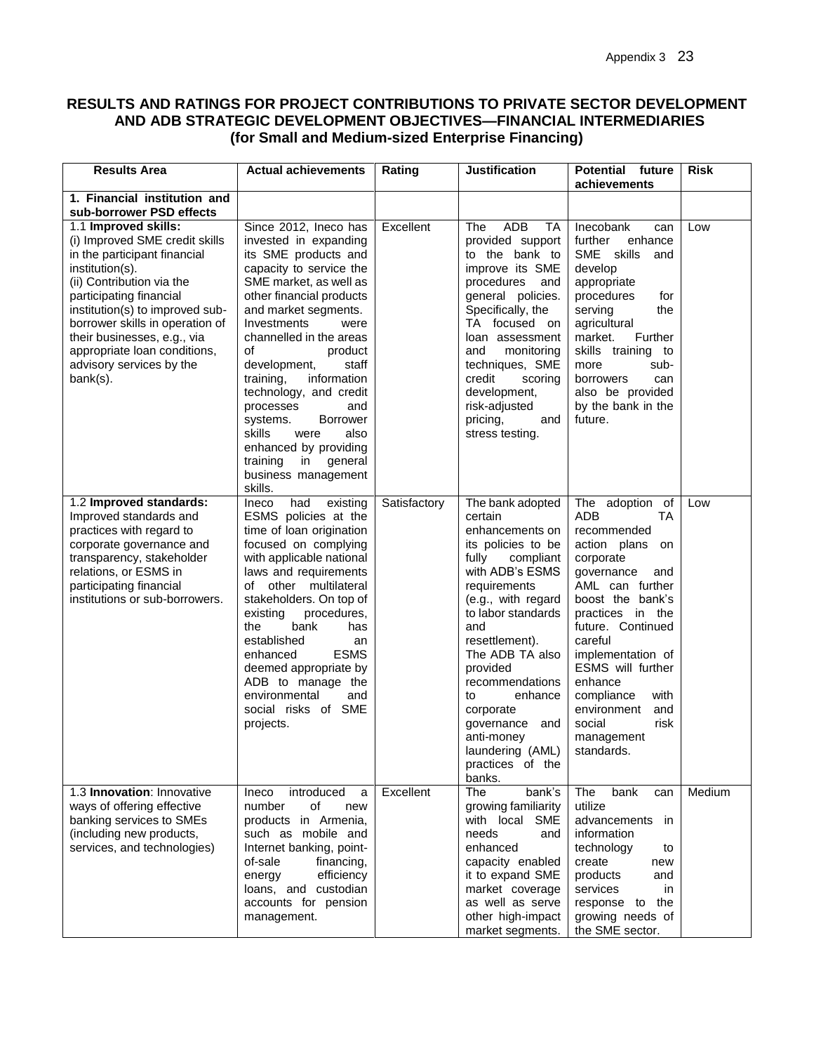## RESULTS AND RATINGS FOR PROJECT CONTRIBUTIONS TO PRIVATE SECTOR DEVELOPMENT AND ADB STRATEGIC DEVELOPMENT OBJECTIVES—FINANCIAL INTERMEDIARIES (for Small and Medium-sized Enterprise Financing)

| Results Area | Actual achievements | Rating | Justification | Potential future achievements | Risk |
|---|---|---|---|---|---|
| **1. Financial institution and sub-borrower PSD effects** | | | | | |
| 1.1 **Improved skills:** (i) Improved SME credit skills in the participant financial institution(s). (ii) Contribution via the participating financial institution(s) to improved sub-borrower skills in operation of their businesses, e.g., via appropriate loan conditions, advisory services by the bank(s). | Since 2012, Ineco has invested in expanding its SME products and capacity to service the SME market, as well as other financial products and market segments. Investments were channelled in the areas of product development, staff training, information technology, and credit processes and systems. Borrower skills were also enhanced by providing training in general business management skills. | Excellent | The ADB TA provided support to the bank to improve its SME procedures and general policies. Specifically, the TA focused on loan assessment and monitoring techniques, SME credit scoring development, risk-adjusted pricing, and stress testing. | Inecobank can further enhance SME skills and develop appropriate procedures for serving the agricultural market. Further skills training to more sub-borrowers can also be provided by the bank in the future. | Low |
| 1.2 **Improved standards:** Improved standards and practices with regard to corporate governance and transparency, stakeholder relations, or ESMS in participating financial institutions or sub-borrowers. | Ineco had existing ESMS policies at the time of loan origination focused on complying with applicable national laws and requirements of other multilateral stakeholders. On top of existing procedures, the bank has established an enhanced ESMS deemed appropriate by ADB to manage the environmental and social risks of SME projects. | Satisfactory | The bank adopted certain enhancements on its policies to be fully compliant with ADB's ESMS requirements (e.g., with regard to labor standards and resettlement). The ADB TA also provided recommendations to enhance corporate governance and anti-money laundering (AML) practices of the banks. | The adoption of ADB TA recommended action plans on corporate governance and AML can further boost the bank's practices in the future. Continued careful implementation of ESMS will further enhance compliance with environment and social risk management standards. | Low |
| 1.3 **Innovation**: Innovative ways of offering effective banking services to SMEs (including new products, services, and technologies) | Ineco introduced a number of new products in Armenia, such as mobile and Internet banking, point-of-sale financing, energy efficiency loans, and custodian accounts for pension management. | Excellent | The bank's growing familiarity with local SME needs and enhanced capacity enabled it to expand SME market coverage as well as serve other high-impact market segments. | The bank can utilize advancements in information technology to create new products and services in response to the growing needs of the SME sector. | Medium |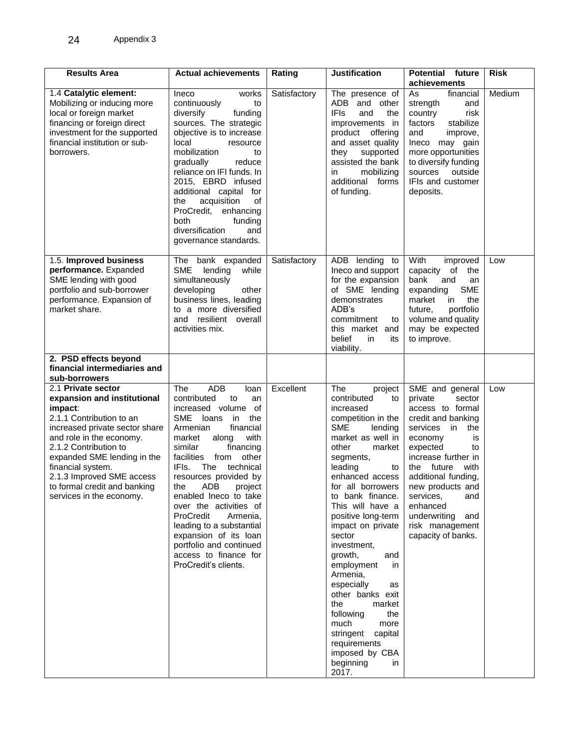Appendix 3

| Results Area | Actual achievements | Rating | Justification | Potential future achievements | Risk |
|---|---|---|---|---|---|
| 1.4 **Catalytic element:** Mobilizing or inducing more local or foreign market financing or foreign direct investment for the supported financial institution or sub-borrowers. | Ineco works continuously to diversify funding sources. The strategic objective is to increase local resource mobilization to gradually reduce reliance on IFI funds. In 2015, EBRD infused additional capital for the acquisition of ProCredit, enhancing both funding diversification and governance standards. | Satisfactory | The presence of ADB and other IFIs and the improvements in product offering and asset quality they supported assisted the bank in mobilizing additional forms of funding. | As financial strength and country risk factors stabilize and improve, Ineco may gain more opportunities to diversify funding sources outside IFIs and customer deposits. | Medium |
| 1.5. **Improved business performance.** Expanded SME lending with good portfolio and sub-borrower performance. Expansion of market share. | The bank expanded SME lending while simultaneously developing other business lines, leading to a more diversified and resilient overall activities mix. | Satisfactory | ADB lending to Ineco and support for the expansion of SME lending demonstrates ADB's commitment to this market and belief in its viability. | With improved capacity of the bank and an expanding SME market in the future, portfolio volume and quality may be expected to improve. | Low |
| **2. PSD effects beyond financial intermediaries and sub-borrowers** | | | | | |
| 2.1 **Private sector expansion and institutional impact**:<br>2.1.1 Contribution to an increased private sector share and role in the economy.<br>2.1.2 Contribution to expanded SME lending in the financial system.<br>2.1.3 Improved SME access to formal credit and banking services in the economy. | The ADB loan contributed to an increased volume of SME loans in the Armenian financial market along with similar financing facilities from other IFIs. The technical resources provided by the ADB project enabled Ineco to take over the activities of ProCredit Armenia, leading to a substantial expansion of its loan portfolio and continued access to finance for ProCredit's clients. | Excellent | The project contributed to increased competition in the SME lending market as well in other market segments, leading to enhanced access for all borrowers to bank finance. This will have a positive long-term impact on private sector investment, growth, and employment in Armenia, especially as other banks exit the market following the much more stringent capital requirements imposed by CBA beginning in 2017. | SME and general private sector access to formal credit and banking services in the economy is expected to increase further in the future with additional funding, new products and services, and enhanced underwriting and risk management capacity of banks. | Low |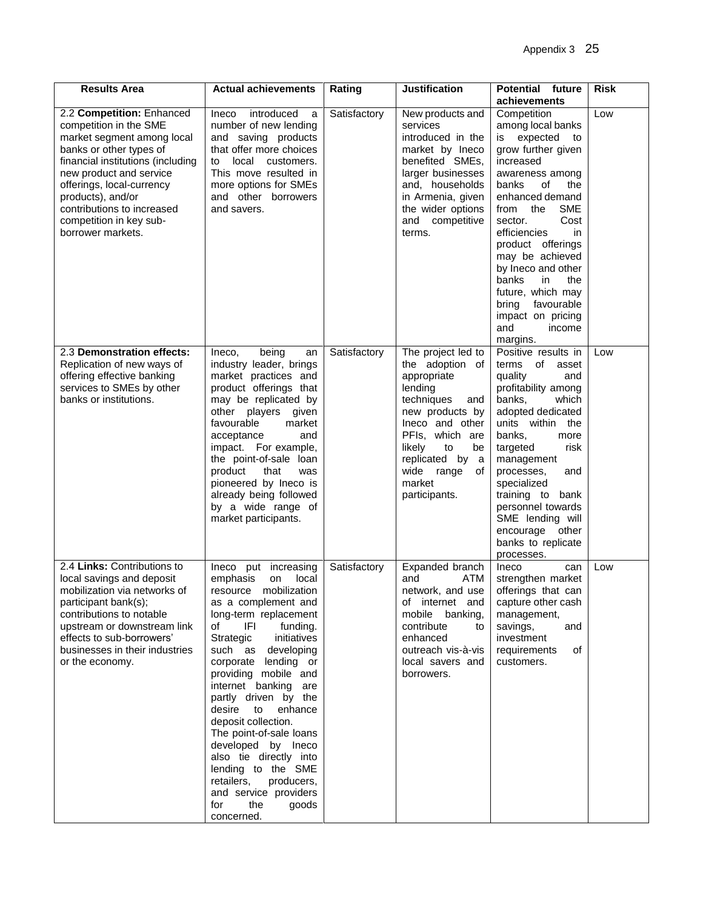| Results Area | Actual achievements | Rating | Justification | Potential future achievements | Risk |
|---|---|---|---|---|---|
| 2.2 **Competition:** Enhanced competition in the SME market segment among local banks or other types of financial institutions (including new product and service offerings, local-currency products), and/or contributions to increased competition in key sub-borrower markets. | Ineco introduced a number of new lending and saving products that offer more choices to local customers. This move resulted in more options for SMEs and other borrowers and savers. | Satisfactory | New products and services introduced in the market by Ineco benefited SMEs, larger businesses and, households in Armenia, given the wider options and competitive terms. | Competition among local banks is expected to grow further given increased awareness among banks of the enhanced demand from the SME sector. Cost efficiencies in product offerings may be achieved by Ineco and other banks in the future, which may bring favourable impact on pricing and income margins. | Low |
| 2.3 **Demonstration effects:** Replication of new ways of offering effective banking services to SMEs by other banks or institutions. | Ineco, being an industry leader, brings market practices and product offerings that may be replicated by other players given favourable market acceptance and impact. For example, the point-of-sale loan product that was pioneered by Ineco is already being followed by a wide range of market participants. | Satisfactory | The project led to the adoption of appropriate lending techniques and new products by Ineco and other PFIs, which are likely to be replicated by a wide range of market participants. | Positive results in terms of asset quality and profitability among banks, which adopted dedicated units within the banks, more targeted risk management processes, and specialized training to bank personnel towards SME lending will encourage other banks to replicate processes. | Low |
| 2.4 **Links:** Contributions to local savings and deposit mobilization via networks of participant bank(s); contributions to notable upstream or downstream link effects to sub-borrowers' businesses in their industries or the economy. | Ineco put increasing emphasis on local resource mobilization as a complement and long-term replacement of IFI funding. Strategic initiatives such as developing corporate lending or providing mobile and internet banking are partly driven by the desire to enhance deposit collection. The point-of-sale loans developed by Ineco also tie directly into lending to the SME retailers, producers, and service providers for the goods concerned. | Satisfactory | Expanded branch and ATM network, and use of internet and mobile banking, contribute to enhanced outreach vis-à-vis local savers and borrowers. | Ineco can strengthen market offerings that can capture other cash management, savings, and investment requirements of customers. | Low |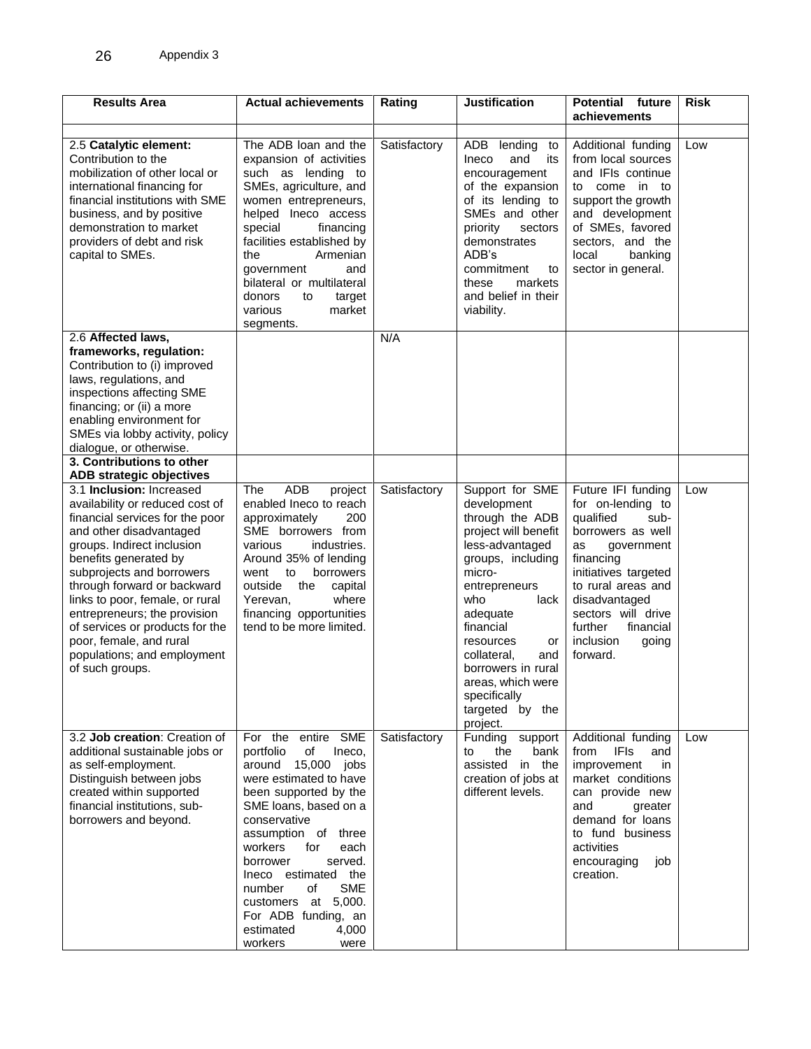| Results Area | Actual achievements | Rating | Justification | Potential future achievements | Risk |
| --- | --- | --- | --- | --- | --- |
| | | | | | |
| 2.5 **Catalytic element:** Contribution to the mobilization of other local or international financing for financial institutions with SME business, and by positive demonstration to market providers of debt and risk capital to SMEs. | The ADB loan and the expansion of activities such as lending to SMEs, agriculture, and women entrepreneurs, helped Ineco access special financing facilities established by the Armenian government and bilateral or multilateral donors to target various market segments. | Satisfactory | ADB lending to Ineco and its encouragement of the expansion of its lending to SMEs and other priority sectors demonstrates ADB's commitment to these markets and belief in their viability. | Additional funding from local sources and IFIs continue to come in to support the growth and development of SMEs, favored sectors, and the local banking sector in general. | Low |
| 2.6 **Affected laws, frameworks, regulation:** Contribution to (i) improved laws, regulations, and inspections affecting SME financing; or (ii) a more enabling environment for SMEs via lobby activity, policy dialogue, or otherwise. | | N/A | | | |
| **3. Contributions to other ADB strategic objectives** | | | | | |
| 3.1 **Inclusion:** Increased availability or reduced cost of financial services for the poor and other disadvantaged groups. Indirect inclusion benefits generated by subprojects and borrowers through forward or backward links to poor, female, or rural entrepreneurs; the provision of services or products for the poor, female, and rural populations; and employment of such groups. | The ADB project enabled Ineco to reach approximately 200 SME borrowers from various industries. Around 35% of lending went to borrowers outside the capital Yerevan, where financing opportunities tend to be more limited. | Satisfactory | Support for SME development through the ADB project will benefit less-advantaged groups, including micro-entrepreneurs who lack adequate financial resources or collateral, and borrowers in rural areas, which were specifically targeted by the project. | Future IFI funding for on-lending to qualified sub-borrowers as well as government financing initiatives targeted to rural areas and disadvantaged sectors will drive further financial inclusion going forward. | Low |
| 3.2 **Job creation**: Creation of additional sustainable jobs or as self-employment. Distinguish between jobs created within supported financial institutions, sub-borrowers and beyond. | For the entire SME portfolio of Ineco, around 15,000 jobs were estimated to have been supported by the SME loans, based on a conservative assumption of three workers for each borrower served. Ineco estimated the number of SME customers at 5,000. For ADB funding, an estimated 4,000 workers were | Satisfactory | Funding support to the bank assisted in the creation of jobs at different levels. | Additional funding from IFIs and improvement in market conditions can provide new and greater demand for loans to fund business activities encouraging job creation. | Low |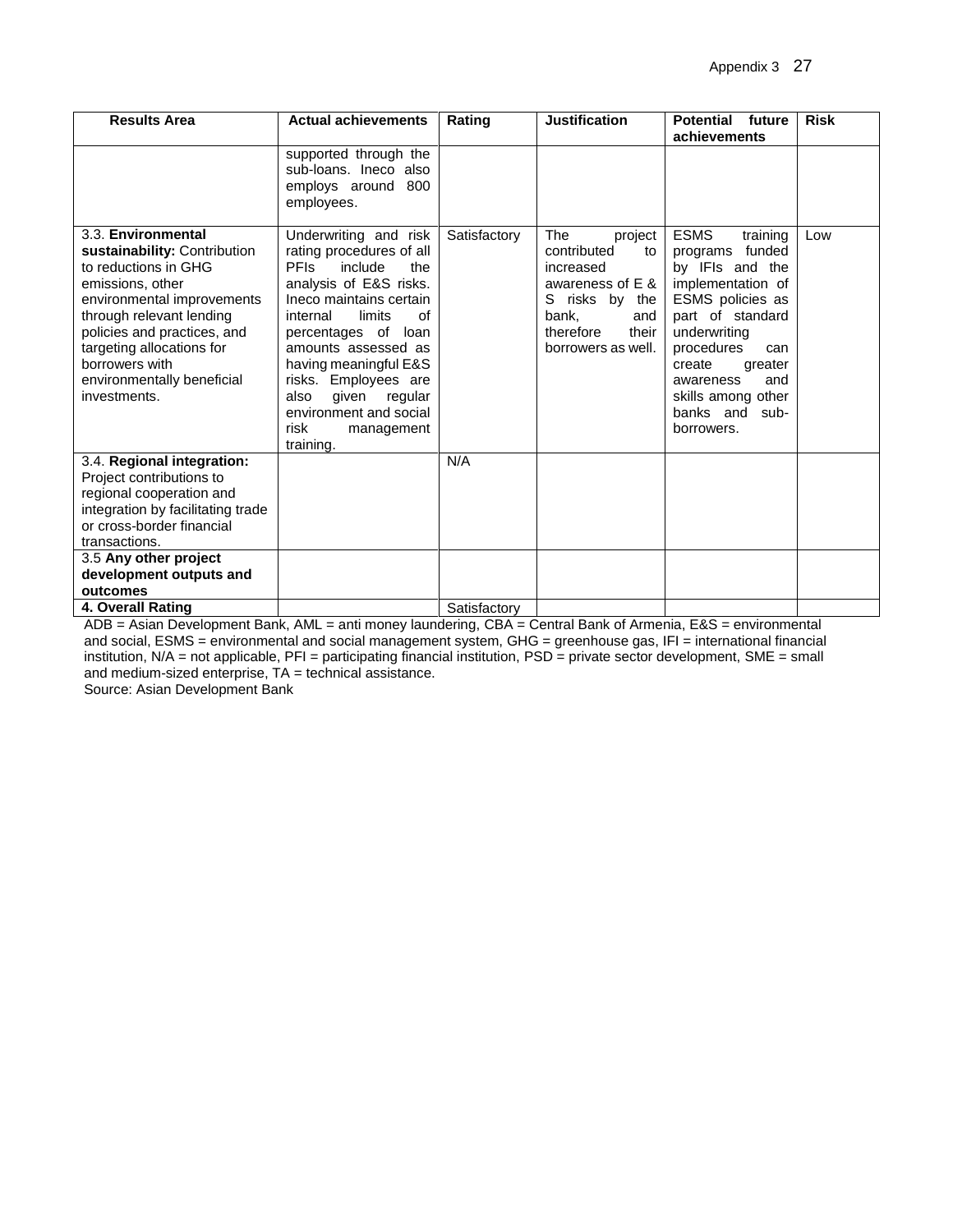| Results Area | Actual achievements | Rating | Justification | Potential future achievements | Risk |
|---|---|---|---|---|---|
| | supported through the sub-loans. Ineco also employs around 800 employees. | | | | |
| 3.3. **Environmental sustainability:** Contribution to reductions in GHG emissions, other environmental improvements through relevant lending policies and practices, and targeting allocations for borrowers with environmentally beneficial investments. | Underwriting and risk rating procedures of all PFIs include the analysis of E&S risks. Ineco maintains certain internal limits of percentages of loan amounts assessed as having meaningful E&S risks. Employees are also given regular environment and social risk management training. | Satisfactory | The project contributed to increased awareness of E & S risks by the bank, and therefore their borrowers as well. | ESMS training programs funded by IFIs and the implementation of ESMS policies as part of standard underwriting procedures can create greater awareness and skills among other banks and sub-borrowers. | Low |
| 3.4. **Regional integration:** Project contributions to regional cooperation and integration by facilitating trade or cross-border financial transactions. | | N/A | | | |
| 3.5 **Any other project development outputs and outcomes** | | | | | |
| **4. Overall Rating** | | Satisfactory | | | |

ADB = Asian Development Bank, AML = anti money laundering, CBA = Central Bank of Armenia, E&S = environmental and social, ESMS = environmental and social management system, GHG = greenhouse gas, IFI = international financial institution, N/A = not applicable, PFI = participating financial institution, PSD = private sector development, SME = small and medium-sized enterprise, TA = technical assistance.

Source: Asian Development Bank